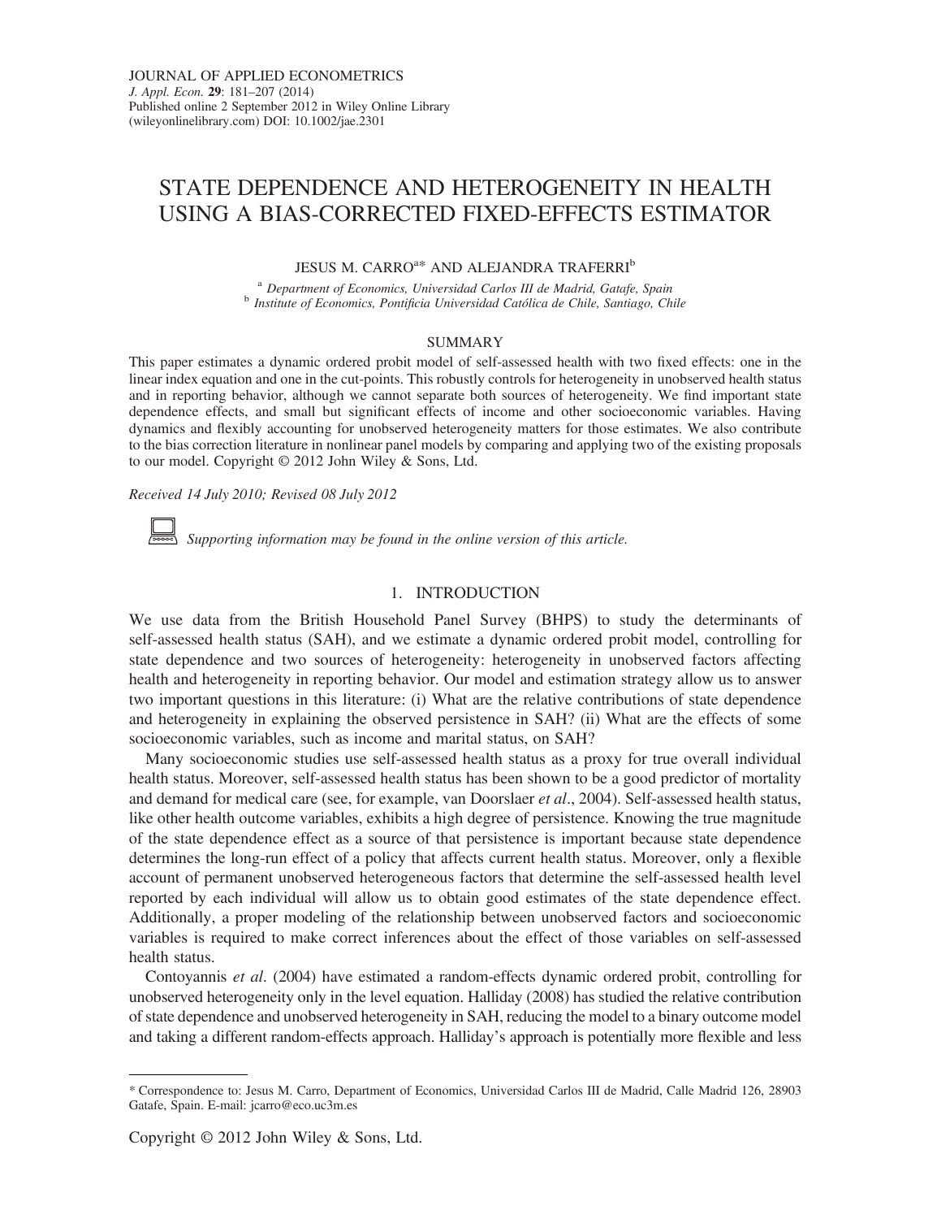JOURNAL OF APPLIED ECONOMETRICS
*J. Appl. Econ.* **29**: 181–207 (2014)
Published online 2 September 2012 in Wiley Online Library
(wileyonlinelibrary.com) DOI: 10.1002/jae.2301

# STATE DEPENDENCE AND HETEROGENEITY IN HEALTH USING A BIAS-CORRECTED FIXED-EFFECTS ESTIMATOR

JESUS M. CARRO[a]* AND ALEJANDRA TRAFERRI[b]

[a] *Department of Economics, Universidad Carlos III de Madrid, Gatafe, Spain*
[b] *Institute of Economics, Pontificia Universidad Católica de Chile, Santiago, Chile*

## SUMMARY

This paper estimates a dynamic ordered probit model of self-assessed health with two fixed effects: one in the linear index equation and one in the cut-points. This robustly controls for heterogeneity in unobserved health status and in reporting behavior, although we cannot separate both sources of heterogeneity. We find important state dependence effects, and small but significant effects of income and other socioeconomic variables. Having dynamics and flexibly accounting for unobserved heterogeneity matters for those estimates. We also contribute to the bias correction literature in nonlinear panel models by comparing and applying two of the existing proposals to our model. Copyright © 2012 John Wiley & Sons, Ltd.

*Received 14 July 2010; Revised 08 July 2012*

*Supporting information may be found in the online version of this article.*

## 1. INTRODUCTION

We use data from the British Household Panel Survey (BHPS) to study the determinants of self-assessed health status (SAH), and we estimate a dynamic ordered probit model, controlling for state dependence and two sources of heterogeneity: heterogeneity in unobserved factors affecting health and heterogeneity in reporting behavior. Our model and estimation strategy allow us to answer two important questions in this literature: (i) What are the relative contributions of state dependence and heterogeneity in explaining the observed persistence in SAH? (ii) What are the effects of some socioeconomic variables, such as income and marital status, on SAH?

Many socioeconomic studies use self-assessed health status as a proxy for true overall individual health status. Moreover, self-assessed health status has been shown to be a good predictor of mortality and demand for medical care (see, for example, van Doorslaer *et al*., 2004). Self-assessed health status, like other health outcome variables, exhibits a high degree of persistence. Knowing the true magnitude of the state dependence effect as a source of that persistence is important because state dependence determines the long-run effect of a policy that affects current health status. Moreover, only a flexible account of permanent unobserved heterogeneous factors that determine the self-assessed health level reported by each individual will allow us to obtain good estimates of the state dependence effect. Additionally, a proper modeling of the relationship between unobserved factors and socioeconomic variables is required to make correct inferences about the effect of those variables on self-assessed health status.

Contoyannis *et al*. (2004) have estimated a random-effects dynamic ordered probit, controlling for unobserved heterogeneity only in the level equation. Halliday (2008) has studied the relative contribution of state dependence and unobserved heterogeneity in SAH, reducing the model to a binary outcome model and taking a different random-effects approach. Halliday's approach is potentially more flexible and less

---

\* Correspondence to: Jesus M. Carro, Department of Economics, Universidad Carlos III de Madrid, Calle Madrid 126, 28903 Gatafe, Spain. E-mail: jcarro@eco.uc3m.es

Copyright © 2012 John Wiley & Sons, Ltd.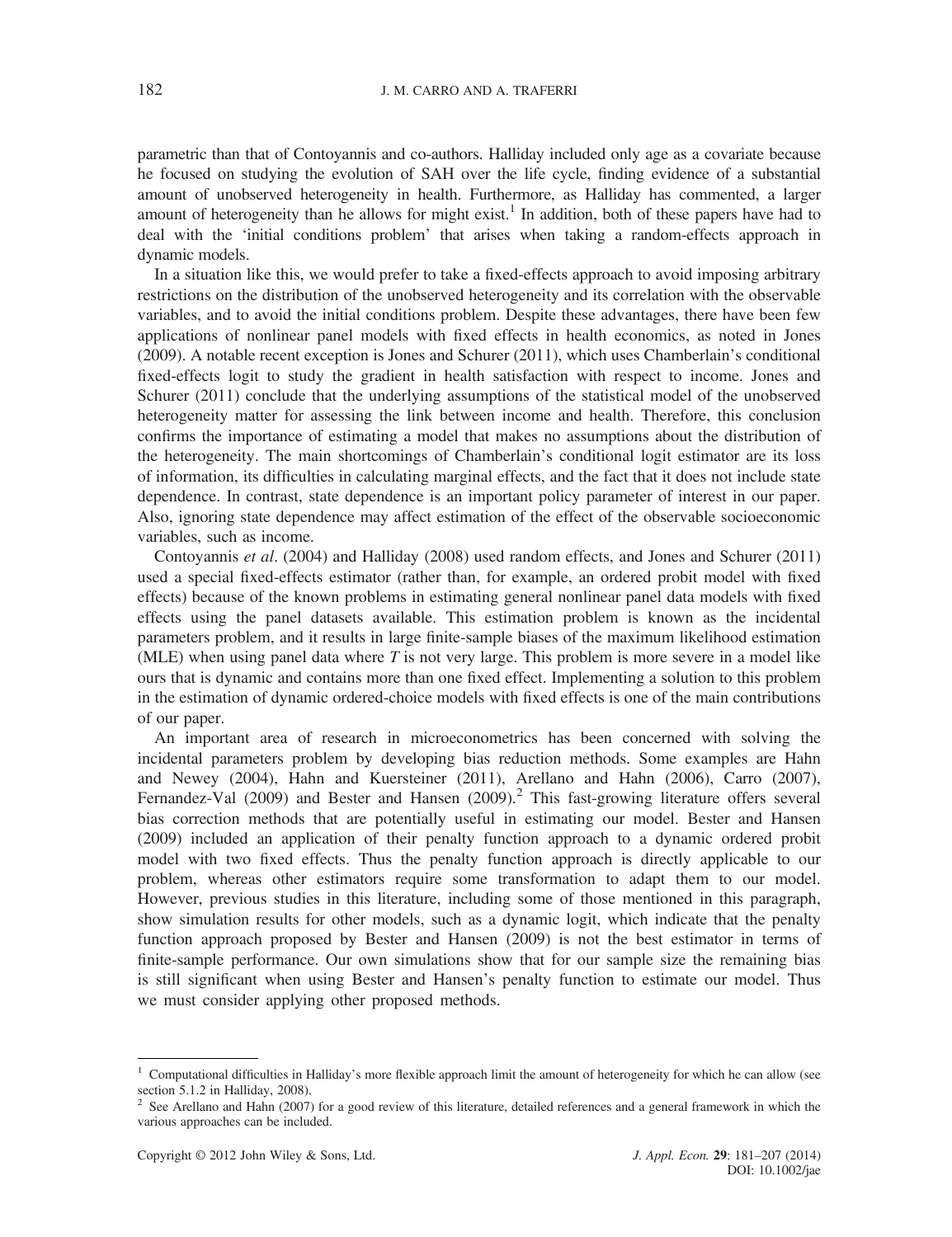parametric than that of Contoyannis and co-authors. Halliday included only age as a covariate because he focused on studying the evolution of SAH over the life cycle, finding evidence of a substantial amount of unobserved heterogeneity in health. Furthermore, as Halliday has commented, a larger amount of heterogeneity than he allows for might exist.[1] In addition, both of these papers have had to deal with the 'initial conditions problem' that arises when taking a random-effects approach in dynamic models.

In a situation like this, we would prefer to take a fixed-effects approach to avoid imposing arbitrary restrictions on the distribution of the unobserved heterogeneity and its correlation with the observable variables, and to avoid the initial conditions problem. Despite these advantages, there have been few applications of nonlinear panel models with fixed effects in health economics, as noted in Jones (2009). A notable recent exception is Jones and Schurer (2011), which uses Chamberlain's conditional fixed-effects logit to study the gradient in health satisfaction with respect to income. Jones and Schurer (2011) conclude that the underlying assumptions of the statistical model of the unobserved heterogeneity matter for assessing the link between income and health. Therefore, this conclusion confirms the importance of estimating a model that makes no assumptions about the distribution of the heterogeneity. The main shortcomings of Chamberlain's conditional logit estimator are its loss of information, its difficulties in calculating marginal effects, and the fact that it does not include state dependence. In contrast, state dependence is an important policy parameter of interest in our paper. Also, ignoring state dependence may affect estimation of the effect of the observable socioeconomic variables, such as income.

Contoyannis *et al*. (2004) and Halliday (2008) used random effects, and Jones and Schurer (2011) used a special fixed-effects estimator (rather than, for example, an ordered probit model with fixed effects) because of the known problems in estimating general nonlinear panel data models with fixed effects using the panel datasets available. This estimation problem is known as the incidental parameters problem, and it results in large finite-sample biases of the maximum likelihood estimation (MLE) when using panel data where $T$ is not very large. This problem is more severe in a model like ours that is dynamic and contains more than one fixed effect. Implementing a solution to this problem in the estimation of dynamic ordered-choice models with fixed effects is one of the main contributions of our paper.

An important area of research in microeconometrics has been concerned with solving the incidental parameters problem by developing bias reduction methods. Some examples are Hahn and Newey (2004), Hahn and Kuersteiner (2011), Arellano and Hahn (2006), Carro (2007), Fernandez-Val (2009) and Bester and Hansen (2009).[2] This fast-growing literature offers several bias correction methods that are potentially useful in estimating our model. Bester and Hansen (2009) included an application of their penalty function approach to a dynamic ordered probit model with two fixed effects. Thus the penalty function approach is directly applicable to our problem, whereas other estimators require some transformation to adapt them to our model. However, previous studies in this literature, including some of those mentioned in this paragraph, show simulation results for other models, such as a dynamic logit, which indicate that the penalty function approach proposed by Bester and Hansen (2009) is not the best estimator in terms of finite-sample performance. Our own simulations show that for our sample size the remaining bias is still significant when using Bester and Hansen's penalty function to estimate our model. Thus we must consider applying other proposed methods.

---

[1] Computational difficulties in Halliday's more flexible approach limit the amount of heterogeneity for which he can allow (see section 5.1.2 in Halliday, 2008).

[2] See Arellano and Hahn (2007) for a good review of this literature, detailed references and a general framework in which the various approaches can be included.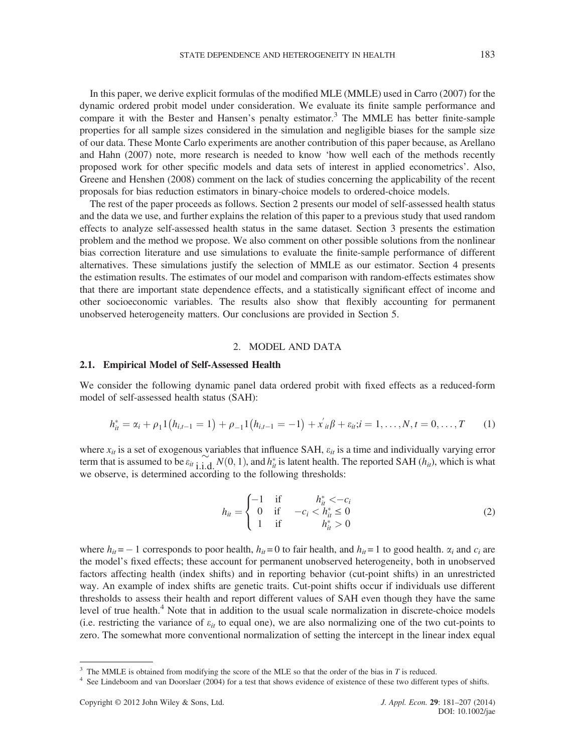In this paper, we derive explicit formulas of the modified MLE (MMLE) used in Carro (2007) for the dynamic ordered probit model under consideration. We evaluate its finite sample performance and compare it with the Bester and Hansen's penalty estimator.[3] The MMLE has better finite-sample properties for all sample sizes considered in the simulation and negligible biases for the sample size of our data. These Monte Carlo experiments are another contribution of this paper because, as Arellano and Hahn (2007) note, more research is needed to know 'how well each of the methods recently proposed work for other specific models and data sets of interest in applied econometrics'. Also, Greene and Henshen (2008) comment on the lack of studies concerning the applicability of the recent proposals for bias reduction estimators in binary-choice models to ordered-choice models.

The rest of the paper proceeds as follows. Section 2 presents our model of self-assessed health status and the data we use, and further explains the relation of this paper to a previous study that used random effects to analyze self-assessed health status in the same dataset. Section 3 presents the estimation problem and the method we propose. We also comment on other possible solutions from the nonlinear bias correction literature and use simulations to evaluate the finite-sample performance of different alternatives. These simulations justify the selection of MMLE as our estimator. Section 4 presents the estimation results. The estimates of our model and comparison with random-effects estimates show that there are important state dependence effects, and a statistically significant effect of income and other socioeconomic variables. The results also show that flexibly accounting for permanent unobserved heterogeneity matters. Our conclusions are provided in Section 5.

## 2. MODEL AND DATA

### 2.1. Empirical Model of Self-Assessed Health

We consider the following dynamic panel data ordered probit with fixed effects as a reduced-form model of self-assessed health status (SAH):

$$h_{it}^* = \alpha_i + \rho_1 1\left(h_{i,t-1} = 1\right) + \rho_{-1} 1\left(h_{i,t-1} = -1\right) + x'_{it}\beta + \varepsilon_{it}; i = 1, \ldots, N, t = 0, \ldots, T \tag{1}$$

where $x_{it}$ is a set of exogenous variables that influence SAH, $\varepsilon_{it}$ is a time and individually varying error term that is assumed to be $\varepsilon_{it} \underset{\text{i.i.d.}}{\sim} N(0,1)$, and $h_{it}^*$ is latent health. The reported SAH ($h_{it}$), which is what we observe, is determined according to the following thresholds:

$$h_{it} = \begin{cases} -1 & \text{if} \quad h_{it}^* < -c_i \\ 0 & \text{if} \quad -c_i < h_{it}^* \leq 0 \\ 1 & \text{if} \quad h_{it}^* > 0 \end{cases} \tag{2}$$

where $h_{it} = -1$ corresponds to poor health, $h_{it} = 0$ to fair health, and $h_{it} = 1$ to good health. $\alpha_i$ and $c_i$ are the model's fixed effects; these account for permanent unobserved heterogeneity, both in unobserved factors affecting health (index shifts) and in reporting behavior (cut-point shifts) in an unrestricted way. An example of index shifts are genetic traits. Cut-point shifts occur if individuals use different thresholds to assess their health and report different values of SAH even though they have the same level of true health.[4] Note that in addition to the usual scale normalization in discrete-choice models (i.e. restricting the variance of $\varepsilon_{it}$ to equal one), we are also normalizing one of the two cut-points to zero. The somewhat more conventional normalization of setting the intercept in the linear index equal

---

[3] The MMLE is obtained from modifying the score of the MLE so that the order of the bias in $T$ is reduced.

[4] See Lindeboom and van Doorslaer (2004) for a test that shows evidence of existence of these two different types of shifts.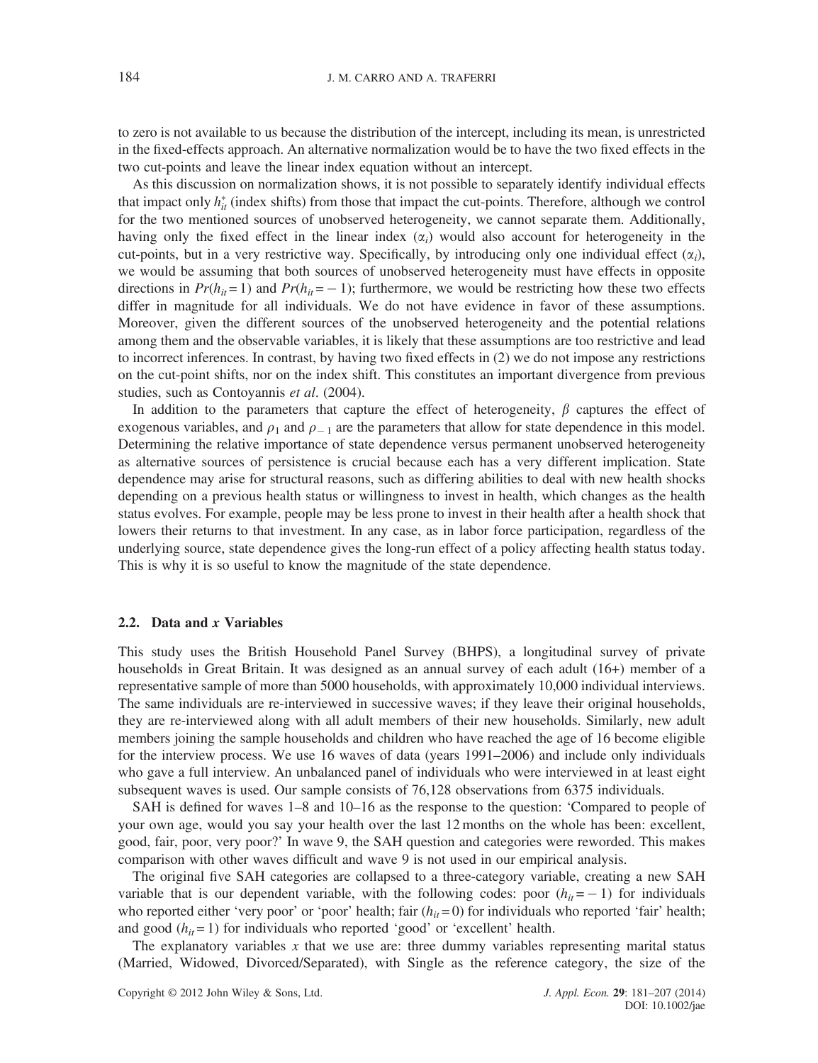to zero is not available to us because the distribution of the intercept, including its mean, is unrestricted in the fixed-effects approach. An alternative normalization would be to have the two fixed effects in the two cut-points and leave the linear index equation without an intercept.

As this discussion on normalization shows, it is not possible to separately identify individual effects that impact only $h_{it}^{*}$ (index shifts) from those that impact the cut-points. Therefore, although we control for the two mentioned sources of unobserved heterogeneity, we cannot separate them. Additionally, having only the fixed effect in the linear index ($\alpha_i$) would also account for heterogeneity in the cut-points, but in a very restrictive way. Specifically, by introducing only one individual effect ($\alpha_i$), we would be assuming that both sources of unobserved heterogeneity must have effects in opposite directions in $Pr(h_{it}=1)$ and $Pr(h_{it}=-1)$; furthermore, we would be restricting how these two effects differ in magnitude for all individuals. We do not have evidence in favor of these assumptions. Moreover, given the different sources of the unobserved heterogeneity and the potential relations among them and the observable variables, it is likely that these assumptions are too restrictive and lead to incorrect inferences. In contrast, by having two fixed effects in (2) we do not impose any restrictions on the cut-point shifts, nor on the index shift. This constitutes an important divergence from previous studies, such as Contoyannis *et al*. (2004).

In addition to the parameters that capture the effect of heterogeneity, $\beta$ captures the effect of exogenous variables, and $\rho_1$ and $\rho_{-1}$ are the parameters that allow for state dependence in this model. Determining the relative importance of state dependence versus permanent unobserved heterogeneity as alternative sources of persistence is crucial because each has a very different implication. State dependence may arise for structural reasons, such as differing abilities to deal with new health shocks depending on a previous health status or willingness to invest in health, which changes as the health status evolves. For example, people may be less prone to invest in their health after a health shock that lowers their returns to that investment. In any case, as in labor force participation, regardless of the underlying source, state dependence gives the long-run effect of a policy affecting health status today. This is why it is so useful to know the magnitude of the state dependence.

### 2.2. Data and $x$ Variables

This study uses the British Household Panel Survey (BHPS), a longitudinal survey of private households in Great Britain. It was designed as an annual survey of each adult (16+) member of a representative sample of more than 5000 households, with approximately 10,000 individual interviews. The same individuals are re-interviewed in successive waves; if they leave their original households, they are re-interviewed along with all adult members of their new households. Similarly, new adult members joining the sample households and children who have reached the age of 16 become eligible for the interview process. We use 16 waves of data (years 1991–2006) and include only individuals who gave a full interview. An unbalanced panel of individuals who were interviewed in at least eight subsequent waves is used. Our sample consists of 76,128 observations from 6375 individuals.

SAH is defined for waves 1–8 and 10–16 as the response to the question: 'Compared to people of your own age, would you say your health over the last 12 months on the whole has been: excellent, good, fair, poor, very poor?' In wave 9, the SAH question and categories were reworded. This makes comparison with other waves difficult and wave 9 is not used in our empirical analysis.

The original five SAH categories are collapsed to a three-category variable, creating a new SAH variable that is our dependent variable, with the following codes: poor ($h_{it}=-1$) for individuals who reported either 'very poor' or 'poor' health; fair ($h_{it}=0$) for individuals who reported 'fair' health; and good ($h_{it}=1$) for individuals who reported 'good' or 'excellent' health.

The explanatory variables $x$ that we use are: three dummy variables representing marital status (Married, Widowed, Divorced/Separated), with Single as the reference category, the size of the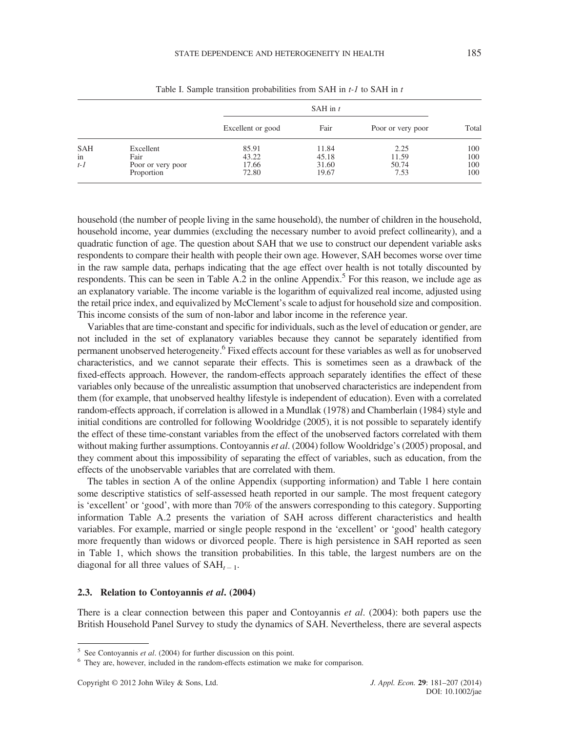Table I. Sample transition probabilities from SAH in *t-1* to SAH in *t*

| | | SAH in *t* | | | |
|---|---|---|---|---|---|
| | | Excellent or good | Fair | Poor or very poor | Total |
| SAH in *t-1* | Excellent | 85.91 | 11.84 | 2.25 | 100 |
| | Fair | 43.22 | 45.18 | 11.59 | 100 |
| | Poor or very poor | 17.66 | 31.60 | 50.74 | 100 |
| | Proportion | 72.80 | 19.67 | 7.53 | 100 |

household (the number of people living in the same household), the number of children in the household, household income, year dummies (excluding the necessary number to avoid prefect collinearity), and a quadratic function of age. The question about SAH that we use to construct our dependent variable asks respondents to compare their health with people their own age. However, SAH becomes worse over time in the raw sample data, perhaps indicating that the age effect over health is not totally discounted by respondents. This can be seen in Table A.2 in the online Appendix.[5] For this reason, we include age as an explanatory variable. The income variable is the logarithm of equivalized real income, adjusted using the retail price index, and equivalized by McClement's scale to adjust for household size and composition. This income consists of the sum of non-labor and labor income in the reference year.

Variables that are time-constant and specific for individuals, such as the level of education or gender, are not included in the set of explanatory variables because they cannot be separately identified from permanent unobserved heterogeneity.[6] Fixed effects account for these variables as well as for unobserved characteristics, and we cannot separate their effects. This is sometimes seen as a drawback of the fixed-effects approach. However, the random-effects approach separately identifies the effect of these variables only because of the unrealistic assumption that unobserved characteristics are independent from them (for example, that unobserved healthy lifestyle is independent of education). Even with a correlated random-effects approach, if correlation is allowed in a Mundlak (1978) and Chamberlain (1984) style and initial conditions are controlled for following Wooldridge (2005), it is not possible to separately identify the effect of these time-constant variables from the effect of the unobserved factors correlated with them without making further assumptions. Contoyannis *et al*. (2004) follow Wooldridge's (2005) proposal, and they comment about this impossibility of separating the effect of variables, such as education, from the effects of the unobservable variables that are correlated with them.

The tables in section A of the online Appendix (supporting information) and Table 1 here contain some descriptive statistics of self-assessed heath reported in our sample. The most frequent category is 'excellent' or 'good', with more than 70% of the answers corresponding to this category. Supporting information Table A.2 presents the variation of SAH across different characteristics and health variables. For example, married or single people respond in the 'excellent' or 'good' health category more frequently than widows or divorced people. There is high persistence in SAH reported as seen in Table 1, which shows the transition probabilities. In this table, the largest numbers are on the diagonal for all three values of $\mathrm{SAH}_{t-1}$.

### 2.3. Relation to Contoyannis *et al*. (2004)

There is a clear connection between this paper and Contoyannis *et al*. (2004): both papers use the British Household Panel Survey to study the dynamics of SAH. Nevertheless, there are several aspects

[5] See Contoyannis *et al*. (2004) for further discussion on this point.

[6] They are, however, included in the random-effects estimation we make for comparison.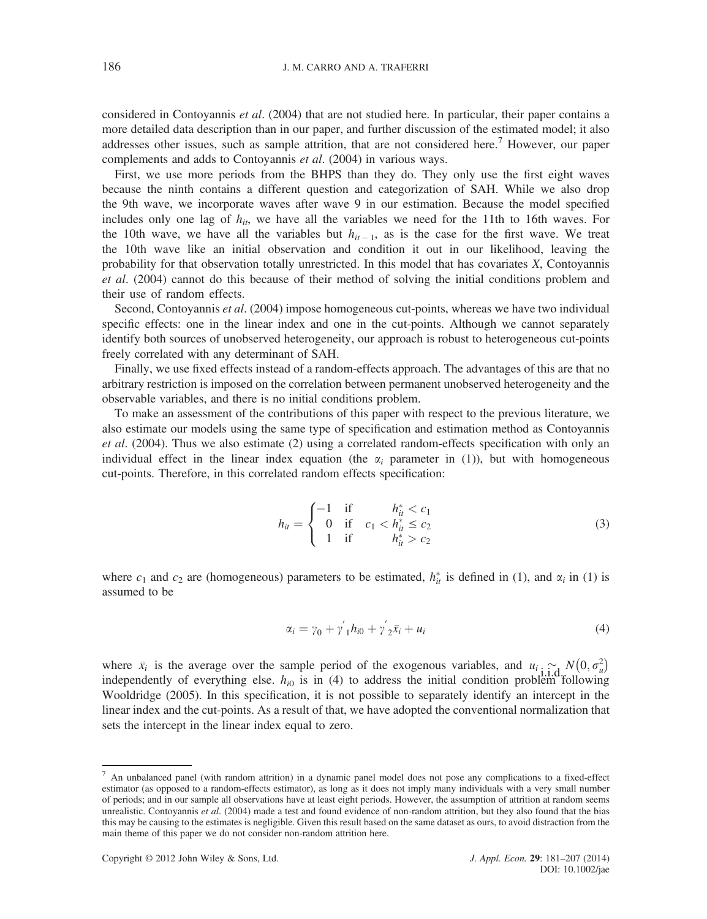considered in Contoyannis *et al*. (2004) that are not studied here. In particular, their paper contains a more detailed data description than in our paper, and further discussion of the estimated model; it also addresses other issues, such as sample attrition, that are not considered here.[7] However, our paper complements and adds to Contoyannis *et al*. (2004) in various ways.

First, we use more periods from the BHPS than they do. They only use the first eight waves because the ninth contains a different question and categorization of SAH. While we also drop the 9th wave, we incorporate waves after wave 9 in our estimation. Because the model specified includes only one lag of $h_{it}$, we have all the variables we need for the 11th to 16th waves. For the 10th wave, we have all the variables but $h_{it-1}$, as is the case for the first wave. We treat the 10th wave like an initial observation and condition it out in our likelihood, leaving the probability for that observation totally unrestricted. In this model that has covariates $X$, Contoyannis *et al*. (2004) cannot do this because of their method of solving the initial conditions problem and their use of random effects.

Second, Contoyannis *et al*. (2004) impose homogeneous cut-points, whereas we have two individual specific effects: one in the linear index and one in the cut-points. Although we cannot separately identify both sources of unobserved heterogeneity, our approach is robust to heterogeneous cut-points freely correlated with any determinant of SAH.

Finally, we use fixed effects instead of a random-effects approach. The advantages of this are that no arbitrary restriction is imposed on the correlation between permanent unobserved heterogeneity and the observable variables, and there is no initial conditions problem.

To make an assessment of the contributions of this paper with respect to the previous literature, we also estimate our models using the same type of specification and estimation method as Contoyannis *et al*. (2004). Thus we also estimate (2) using a correlated random-effects specification with only an individual effect in the linear index equation (the $\alpha_i$ parameter in (1)), but with homogeneous cut-points. Therefore, in this correlated random effects specification:

$$h_{it} = \begin{cases} -1 & \text{if} \quad h_{it}^* < c_1 \\ 0 & \text{if} \quad c_1 < h_{it}^* \leq c_2 \\ 1 & \text{if} \quad h_{it}^* > c_2 \end{cases} \tag{3}$$

where $c_1$ and $c_2$ are (homogeneous) parameters to be estimated, $h_{it}^*$ is defined in (1), and $\alpha_i$ in (1) is assumed to be

$$\alpha_i = \gamma_0 + \gamma'_1 h_{i0} + \gamma'_2 \bar{x}_i + u_i \tag{4}$$

where $\bar{x}_i$ is the average over the sample period of the exogenous variables, and $u_i \underset{\text{i.i.d.}}{\sim} N(0, \sigma_u^2)$ independently of everything else. $h_{i0}$ is in (4) to address the initial condition problem following Wooldridge (2005). In this specification, it is not possible to separately identify an intercept in the linear index and the cut-points. As a result of that, we have adopted the conventional normalization that sets the intercept in the linear index equal to zero.

---

[7] An unbalanced panel (with random attrition) in a dynamic panel model does not pose any complications to a fixed-effect estimator (as opposed to a random-effects estimator), as long as it does not imply many individuals with a very small number of periods; and in our sample all observations have at least eight periods. However, the assumption of attrition at random seems unrealistic. Contoyannis *et al*. (2004) made a test and found evidence of non-random attrition, but they also found that the bias this may be causing to the estimates is negligible. Given this result based on the same dataset as ours, to avoid distraction from the main theme of this paper we do not consider non-random attrition here.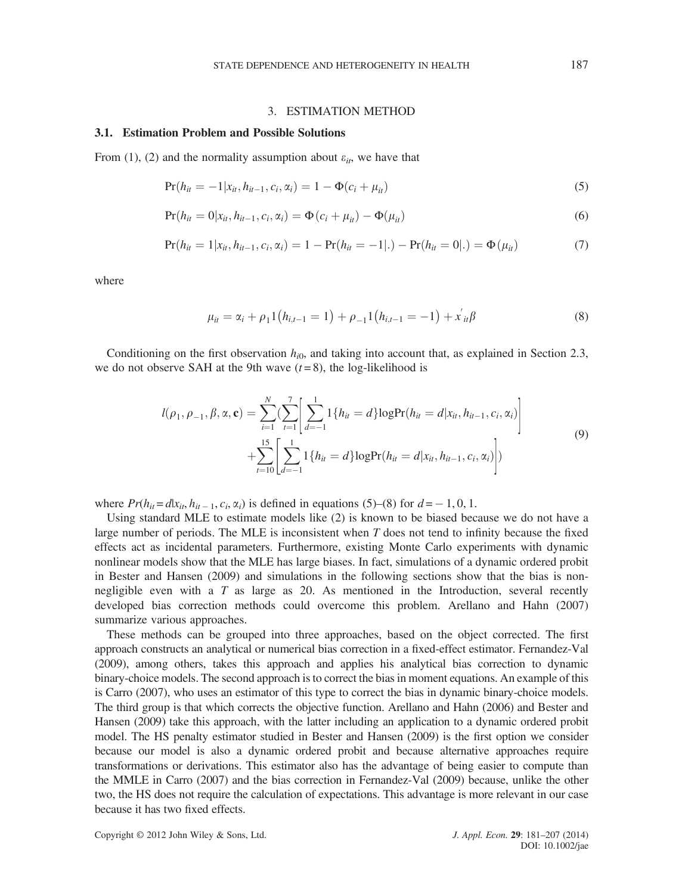## 3. ESTIMATION METHOD

### 3.1. Estimation Problem and Possible Solutions

From (1), (2) and the normality assumption about $\varepsilon_{it}$, we have that

$$\Pr(h_{it} = -1|x_{it}, h_{it-1}, c_i, \alpha_i) = 1 - \Phi(c_i + \mu_{it}) \tag{5}$$

$$\Pr(h_{it} = 0|x_{it}, h_{it-1}, c_i, \alpha_i) = \Phi(c_i + \mu_{it}) - \Phi(\mu_{it}) \tag{6}$$

$$\Pr(h_{it} = 1|x_{it}, h_{it-1}, c_i, \alpha_i) = 1 - \Pr(h_{it} = -1|.) - \Pr(h_{it} = 0|.) = \Phi(\mu_{it}) \tag{7}$$

where

$$\mu_{it} = \alpha_i + \rho_1 1(h_{i,t-1} = 1) + \rho_{-1} 1(h_{i,t-1} = -1) + x'_{it}\beta \tag{8}$$

Conditioning on the first observation $h_{i0}$, and taking into account that, as explained in Section 2.3, we do not observe SAH at the 9th wave ($t = 8$), the log-likelihood is

$$\begin{aligned} l(\rho_1, \rho_{-1}, \beta, \alpha, \mathbf{c}) = \sum_{i=1}^{N} \Bigg( & \sum_{t=1}^{7} \left[ \sum_{d=-1}^{1} 1\{h_{it} = d\} \log \Pr(h_{it} = d|x_{it}, h_{it-1}, c_i, \alpha_i) \right] \\ & + \sum_{t=10}^{15} \left[ \sum_{d=-1}^{1} 1\{h_{it} = d\} \log \Pr(h_{it} = d|x_{it}, h_{it-1}, c_i, \alpha_i) \right] \Bigg) \end{aligned} \tag{9}$$

where $Pr(h_{it} = d|x_{it}, h_{it-1}, c_i, \alpha_i)$ is defined in equations (5)–(8) for $d = -1, 0, 1$.

Using standard MLE to estimate models like (2) is known to be biased because we do not have a large number of periods. The MLE is inconsistent when $T$ does not tend to infinity because the fixed effects act as incidental parameters. Furthermore, existing Monte Carlo experiments with dynamic nonlinear models show that the MLE has large biases. In fact, simulations of a dynamic ordered probit in Bester and Hansen (2009) and simulations in the following sections show that the bias is non-negligible even with a $T$ as large as 20. As mentioned in the Introduction, several recently developed bias correction methods could overcome this problem. Arellano and Hahn (2007) summarize various approaches.

These methods can be grouped into three approaches, based on the object corrected. The first approach constructs an analytical or numerical bias correction in a fixed-effect estimator. Fernandez-Val (2009), among others, takes this approach and applies his analytical bias correction to dynamic binary-choice models. The second approach is to correct the bias in moment equations. An example of this is Carro (2007), who uses an estimator of this type to correct the bias in dynamic binary-choice models. The third group is that which corrects the objective function. Arellano and Hahn (2006) and Bester and Hansen (2009) take this approach, with the latter including an application to a dynamic ordered probit model. The HS penalty estimator studied in Bester and Hansen (2009) is the first option we consider because our model is also a dynamic ordered probit and because alternative approaches require transformations or derivations. This estimator also has the advantage of being easier to compute than the MMLE in Carro (2007) and the bias correction in Fernandez-Val (2009) because, unlike the other two, the HS does not require the calculation of expectations. This advantage is more relevant in our case because it has two fixed effects.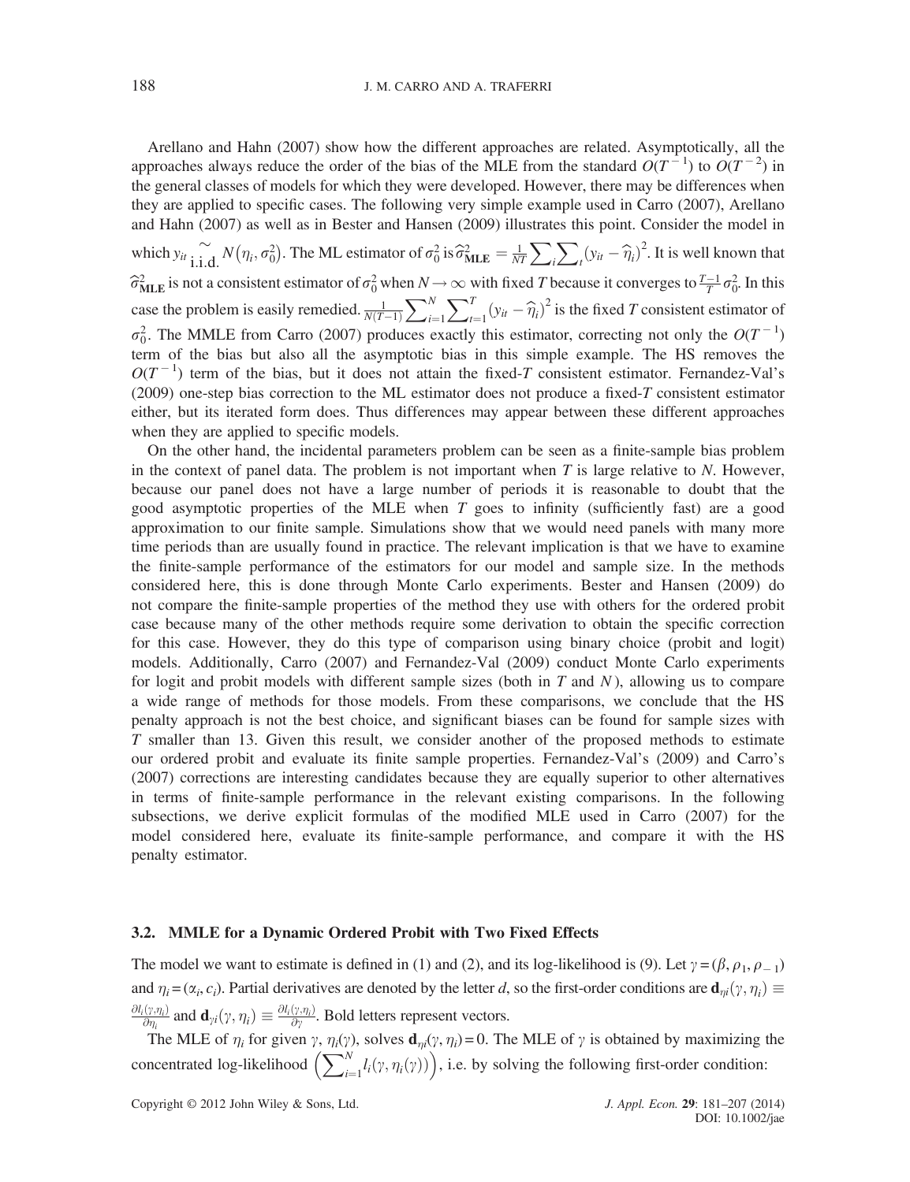Arellano and Hahn (2007) show how the different approaches are related. Asymptotically, all the approaches always reduce the order of the bias of the MLE from the standard $O(T^{-1})$ to $O(T^{-2})$ in the general classes of models for which they were developed. However, there may be differences when they are applied to specific cases. The following very simple example used in Carro (2007), Arellano and Hahn (2007) as well as in Bester and Hansen (2009) illustrates this point. Consider the model in which $y_{it} \underset{\text{i.i.d.}}{\sim} N\left(\eta_i, \sigma_0^2\right)$. The ML estimator of $\sigma_0^2$ is $\widehat{\sigma}^2_{\mathbf{MLE}} = \frac{1}{NT}\sum_i \sum_t \left(y_{it} - \widehat{\eta}_i\right)^2$. It is well known that $\widehat{\sigma}^2_{\mathbf{MLE}}$ is not a consistent estimator of $\sigma_0^2$ when $N \to \infty$ with fixed $T$ because it converges to $\frac{T-1}{T}\sigma_0^2$. In this case the problem is easily remedied. $\frac{1}{N(T-1)}\sum_{i=1}^{N}\sum_{t=1}^{T}\left(y_{it} - \widehat{\eta}_i\right)^2$ is the fixed $T$ consistent estimator of $\sigma_0^2$. The MMLE from Carro (2007) produces exactly this estimator, correcting not only the $O(T^{-1})$ term of the bias but also all the asymptotic bias in this simple example. The HS removes the $O(T^{-1})$ term of the bias, but it does not attain the fixed-$T$ consistent estimator. Fernandez-Val's (2009) one-step bias correction to the ML estimator does not produce a fixed-$T$ consistent estimator either, but its iterated form does. Thus differences may appear between these different approaches when they are applied to specific models.

On the other hand, the incidental parameters problem can be seen as a finite-sample bias problem in the context of panel data. The problem is not important when $T$ is large relative to $N$. However, because our panel does not have a large number of periods it is reasonable to doubt that the good asymptotic properties of the MLE when $T$ goes to infinity (sufficiently fast) are a good approximation to our finite sample. Simulations show that we would need panels with many more time periods than are usually found in practice. The relevant implication is that we have to examine the finite-sample performance of the estimators for our model and sample size. In the methods considered here, this is done through Monte Carlo experiments. Bester and Hansen (2009) do not compare the finite-sample properties of the method they use with others for the ordered probit case because many of the other methods require some derivation to obtain the specific correction for this case. However, they do this type of comparison using binary choice (probit and logit) models. Additionally, Carro (2007) and Fernandez-Val (2009) conduct Monte Carlo experiments for logit and probit models with different sample sizes (both in $T$ and $N$), allowing us to compare a wide range of methods for those models. From these comparisons, we conclude that the HS penalty approach is not the best choice, and significant biases can be found for sample sizes with $T$ smaller than 13. Given this result, we consider another of the proposed methods to estimate our ordered probit and evaluate its finite sample properties. Fernandez-Val's (2009) and Carro's (2007) corrections are interesting candidates because they are equally superior to other alternatives in terms of finite-sample performance in the relevant existing comparisons. In the following subsections, we derive explicit formulas of the modified MLE used in Carro (2007) for the model considered here, evaluate its finite-sample performance, and compare it with the HS penalty estimator.

### 3.2. MMLE for a Dynamic Ordered Probit with Two Fixed Effects

The model we want to estimate is defined in (1) and (2), and its log-likelihood is (9). Let $\gamma = (\beta, \rho_1, \rho_{-1})$ and $\eta_i = (\alpha_i, c_i)$. Partial derivatives are denoted by the letter $d$, so the first-order conditions are $\mathbf{d}_{\eta i}(\gamma, \eta_i) \equiv \frac{\partial l_i(\gamma, \eta_i)}{\partial \eta_i}$ and $\mathbf{d}_{\gamma i}(\gamma, \eta_i) \equiv \frac{\partial l_i(\gamma, \eta_i)}{\partial \gamma}$. Bold letters represent vectors.

The MLE of $\eta_i$ for given $\gamma$, $\eta_i(\gamma)$, solves $\mathbf{d}_{\eta i}(\gamma, \eta_i) = 0$. The MLE of $\gamma$ is obtained by maximizing the concentrated log-likelihood $\left(\sum_{i=1}^{N} l_i(\gamma, \eta_i(\gamma))\right)$, i.e. by solving the following first-order condition: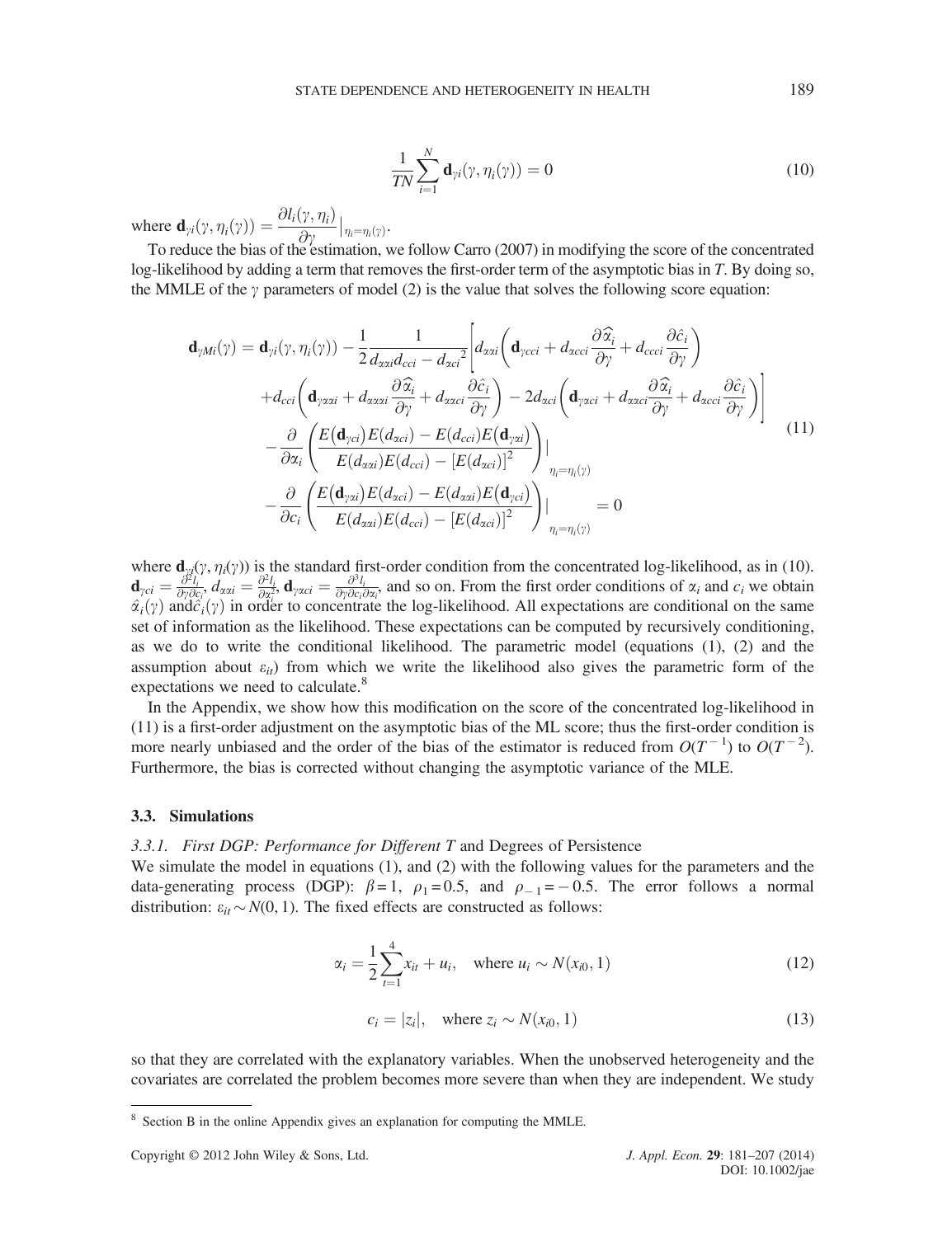$$\frac{1}{TN}\sum_{i=1}^{N}\mathbf{d}_{\gamma i}(\gamma,\eta_i(\gamma)) = 0 \tag{10}$$

where $\mathbf{d}_{\gamma i}(\gamma,\eta_i(\gamma)) = \frac{\partial l_i(\gamma,\eta_i)}{\partial \gamma}\big|_{\eta_i=\eta_i(\gamma)}$.

To reduce the bias of the estimation, we follow Carro (2007) in modifying the score of the concentrated log-likelihood by adding a term that removes the first-order term of the asymptotic bias in $T$. By doing so, the MMLE of the $\gamma$ parameters of model (2) is the value that solves the following score equation:

$$\begin{aligned}
\mathbf{d}_{\gamma Mi}(\gamma) = \mathbf{d}_{\gamma i}(\gamma,\eta_i(\gamma)) &- \frac{1}{2}\frac{1}{d_{\alpha\alpha i}d_{cci} - d_{\alpha ci}{}^2}\Bigg[d_{\alpha\alpha i}\left(\mathbf{d}_{\gamma cci} + d_{\alpha cci}\frac{\partial\widehat{\alpha}_i}{\partial\gamma} + d_{ccci}\frac{\partial\hat{c}_i}{\partial\gamma}\right) \\
&+ d_{cci}\left(\mathbf{d}_{\gamma\alpha\alpha i} + d_{\alpha\alpha\alpha i}\frac{\partial\widehat{\alpha}_i}{\partial\gamma} + d_{\alpha\alpha ci}\frac{\partial\hat{c}_i}{\partial\gamma}\right) - 2d_{\alpha ci}\left(\mathbf{d}_{\gamma\alpha ci} + d_{\alpha\alpha ci}\frac{\partial\widehat{\alpha}_i}{\partial\gamma} + d_{\alpha cci}\frac{\partial\hat{c}_i}{\partial\gamma}\right)\Bigg] \\
&- \frac{\partial}{\partial\alpha_i}\left(\frac{E(\mathbf{d}_{\gamma ci})E(d_{\alpha ci}) - E(d_{cci})E(\mathbf{d}_{\gamma\alpha i})}{E(d_{\alpha\alpha i})E(d_{cci}) - [E(d_{\alpha ci})]^2}\right)\Bigg|_{\eta_i=\eta_i(\gamma)} \\
&- \frac{\partial}{\partial c_i}\left(\frac{E(\mathbf{d}_{\gamma\alpha i})E(d_{\alpha ci}) - E(d_{\alpha\alpha i})E(\mathbf{d}_{\gamma ci})}{E(d_{\alpha\alpha i})E(d_{cci}) - [E(d_{\alpha ci})]^2}\right)\Bigg|_{\eta_i=\eta_i(\gamma)} = 0
\end{aligned} \tag{11}$$

where $\mathbf{d}_{\gamma i}(\gamma,\eta_i(\gamma))$ is the standard first-order condition from the concentrated log-likelihood, as in (10). $\mathbf{d}_{\gamma ci} = \frac{\partial^2 l_i}{\partial\gamma\partial c_i}$, $d_{\alpha\alpha i} = \frac{\partial^2 l_i}{\partial\alpha_i^2}$, $\mathbf{d}_{\gamma\alpha ci} = \frac{\partial^3 l_i}{\partial\gamma\partial c_i\partial\alpha_i}$, and so on. From the first order conditions of $\alpha_i$ and $c_i$ we obtain $\hat{\alpha}_i(\gamma)$ and $\hat{c}_i(\gamma)$ in order to concentrate the log-likelihood. All expectations are conditional on the same set of information as the likelihood. These expectations can be computed by recursively conditioning, as we do to write the conditional likelihood. The parametric model (equations (1), (2) and the assumption about $\varepsilon_{it}$) from which we write the likelihood also gives the parametric form of the expectations we need to calculate.[8]

In the Appendix, we show how this modification on the score of the concentrated log-likelihood in (11) is a first-order adjustment on the asymptotic bias of the ML score; thus the first-order condition is more nearly unbiased and the order of the bias of the estimator is reduced from $O(T^{-1})$ to $O(T^{-2})$. Furthermore, the bias is corrected without changing the asymptotic variance of the MLE.

### 3.3. Simulations

#### 3.3.1. *First DGP: Performance for Different T* and Degrees of Persistence

We simulate the model in equations (1), and (2) with the following values for the parameters and the data-generating process (DGP): $\beta = 1$, $\rho_1 = 0.5$, and $\rho_{-1} = -0.5$. The error follows a normal distribution: $\varepsilon_{it} \sim N(0,1)$. The fixed effects are constructed as follows:

$$\alpha_i = \frac{1}{2}\sum_{t=1}^{4}x_{it} + u_i, \quad \text{where } u_i \sim N(x_{i0}, 1) \tag{12}$$

$$c_i = |z_i|, \quad \text{where } z_i \sim N(x_{i0}, 1) \tag{13}$$

so that they are correlated with the explanatory variables. When the unobserved heterogeneity and the covariates are correlated the problem becomes more severe than when they are independent. We study

[8] Section B in the online Appendix gives an explanation for computing the MMLE.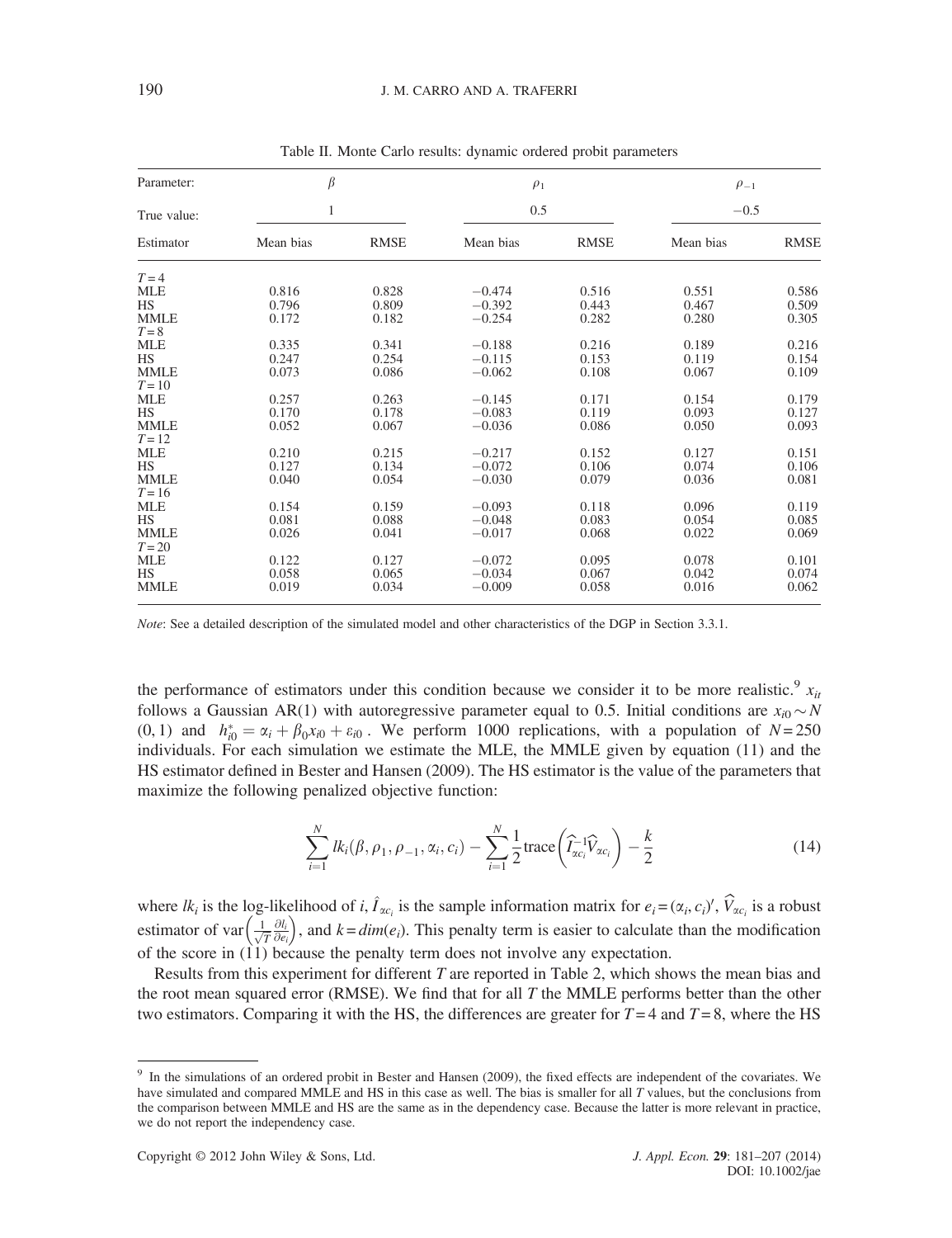Table II. Monte Carlo results: dynamic ordered probit parameters

| Parameter: | $\beta$ | | $\rho_1$ | | $\rho_{-1}$ | |
|---|---|---|---|---|---|---|
| True value: | 1 | | 0.5 | | $-0.5$ | |
| Estimator | Mean bias | RMSE | Mean bias | RMSE | Mean bias | RMSE |
| $T=4$ | | | | | | |
| MLE | 0.816 | 0.828 | $-0.474$ | 0.516 | 0.551 | 0.586 |
| HS | 0.796 | 0.809 | $-0.392$ | 0.443 | 0.467 | 0.509 |
| MMLE | 0.172 | 0.182 | $-0.254$ | 0.282 | 0.280 | 0.305 |
| $T=8$ | | | | | | |
| MLE | 0.335 | 0.341 | $-0.188$ | 0.216 | 0.189 | 0.216 |
| HS | 0.247 | 0.254 | $-0.115$ | 0.153 | 0.119 | 0.154 |
| MMLE | 0.073 | 0.086 | $-0.062$ | 0.108 | 0.067 | 0.109 |
| $T=10$ | | | | | | |
| MLE | 0.257 | 0.263 | $-0.145$ | 0.171 | 0.154 | 0.179 |
| HS | 0.170 | 0.178 | $-0.083$ | 0.119 | 0.093 | 0.127 |
| MMLE | 0.052 | 0.067 | $-0.036$ | 0.086 | 0.050 | 0.093 |
| $T=12$ | | | | | | |
| MLE | 0.210 | 0.215 | $-0.217$ | 0.152 | 0.127 | 0.151 |
| HS | 0.127 | 0.134 | $-0.072$ | 0.106 | 0.074 | 0.106 |
| MMLE | 0.040 | 0.054 | $-0.030$ | 0.079 | 0.036 | 0.081 |
| $T=16$ | | | | | | |
| MLE | 0.154 | 0.159 | $-0.093$ | 0.118 | 0.096 | 0.119 |
| HS | 0.081 | 0.088 | $-0.048$ | 0.083 | 0.054 | 0.085 |
| MMLE | 0.026 | 0.041 | $-0.017$ | 0.068 | 0.022 | 0.069 |
| $T=20$ | | | | | | |
| MLE | 0.122 | 0.127 | $-0.072$ | 0.095 | 0.078 | 0.101 |
| HS | 0.058 | 0.065 | $-0.034$ | 0.067 | 0.042 | 0.074 |
| MMLE | 0.019 | 0.034 | $-0.009$ | 0.058 | 0.016 | 0.062 |

*Note*: See a detailed description of the simulated model and other characteristics of the DGP in Section 3.3.1.

the performance of estimators under this condition because we consider it to be more realistic.[9] $x_{it}$ follows a Gaussian AR(1) with autoregressive parameter equal to 0.5. Initial conditions are $x_{i0} \sim N(0, 1)$ and $h^*_{i0} = \alpha_i + \beta_0 x_{i0} + \varepsilon_{i0}$. We perform 1000 replications, with a population of $N = 250$ individuals. For each simulation we estimate the MLE, the MMLE given by equation (11) and the HS estimator defined in Bester and Hansen (2009). The HS estimator is the value of the parameters that maximize the following penalized objective function:

$$\sum_{i=1}^{N} lk_i(\beta, \rho_1, \rho_{-1}, \alpha_i, c_i) - \sum_{i=1}^{N} \frac{1}{2} \text{trace}\left(\widehat{I}_{\alpha c_i}^{-1} \widehat{V}_{\alpha c_i}\right) - \frac{k}{2} \tag{14}$$

where $lk_i$ is the log-likelihood of $i$, $\hat{I}_{\alpha c_i}$ is the sample information matrix for $e_i = (\alpha_i, c_i)'$, $\widehat{V}_{\alpha c_i}$ is a robust estimator of $\text{var}\left(\frac{1}{\sqrt{T}} \frac{\partial l_i}{\partial e_i}\right)$, and $k = dim(e_i)$. This penalty term is easier to calculate than the modification of the score in (11) because the penalty term does not involve any expectation.

Results from this experiment for different $T$ are reported in Table 2, which shows the mean bias and the root mean squared error (RMSE). We find that for all $T$ the MMLE performs better than the other two estimators. Comparing it with the HS, the differences are greater for $T = 4$ and $T = 8$, where the HS

[9] In the simulations of an ordered probit in Bester and Hansen (2009), the fixed effects are independent of the covariates. We have simulated and compared MMLE and HS in this case as well. The bias is smaller for all $T$ values, but the conclusions from the comparison between MMLE and HS are the same as in the dependency case. Because the latter is more relevant in practice, we do not report the independency case.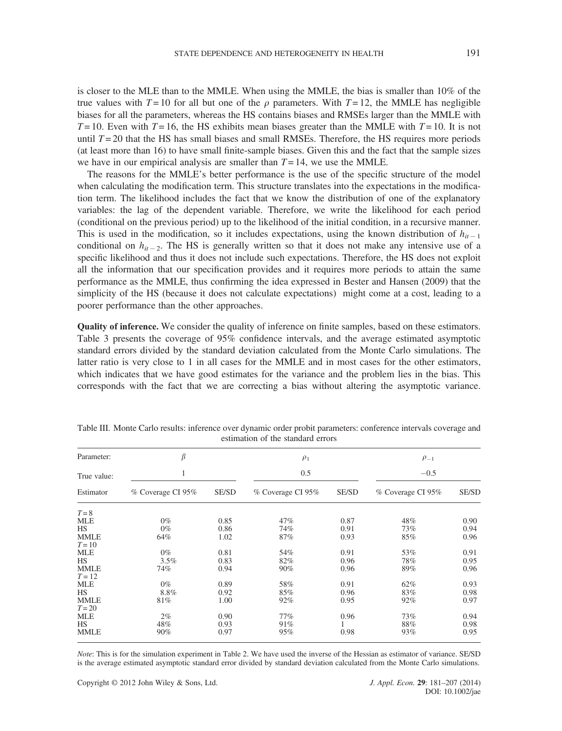is closer to the MLE than to the MMLE. When using the MMLE, the bias is smaller than 10% of the true values with $T = 10$ for all but one of the $\rho$ parameters. With $T = 12$, the MMLE has negligible biases for all the parameters, whereas the HS contains biases and RMSEs larger than the MMLE with $T = 10$. Even with $T = 16$, the HS exhibits mean biases greater than the MMLE with $T = 10$. It is not until $T = 20$ that the HS has small biases and small RMSEs. Therefore, the HS requires more periods (at least more than 16) to have small finite-sample biases. Given this and the fact that the sample sizes we have in our empirical analysis are smaller than $T = 14$, we use the MMLE.

The reasons for the MMLE's better performance is the use of the specific structure of the model when calculating the modification term. This structure translates into the expectations in the modification term. The likelihood includes the fact that we know the distribution of one of the explanatory variables: the lag of the dependent variable. Therefore, we write the likelihood for each period (conditional on the previous period) up to the likelihood of the initial condition, in a recursive manner. This is used in the modification, so it includes expectations, using the known distribution of $h_{it-1}$ conditional on $h_{it-2}$. The HS is generally written so that it does not make any intensive use of a specific likelihood and thus it does not include such expectations. Therefore, the HS does not exploit all the information that our specification provides and it requires more periods to attain the same performance as the MMLE, thus confirming the idea expressed in Bester and Hansen (2009) that the simplicity of the HS (because it does not calculate expectations) might come at a cost, leading to a poorer performance than the other approaches.

**Quality of inference.** We consider the quality of inference on finite samples, based on these estimators. Table 3 presents the coverage of 95% confidence intervals, and the average estimated asymptotic standard errors divided by the standard deviation calculated from the Monte Carlo simulations. The latter ratio is very close to 1 in all cases for the MMLE and in most cases for the other estimators, which indicates that we have good estimates for the variance and the problem lies in the bias. This corresponds with the fact that we are correcting a bias without altering the asymptotic variance.

Table III. Monte Carlo results: inference over dynamic order probit parameters: conference intervals coverage and estimation of the standard errors

| Parameter: | $\beta$ | | $\rho_1$ | | $\rho_{-1}$ | |
|---|---|---|---|---|---|---|
| True value: | 1 | | 0.5 | | −0.5 | |
| Estimator | % Coverage CI 95% | SE/SD | % Coverage CI 95% | SE/SD | % Coverage CI 95% | SE/SD |
| $T = 8$ | | | | | | |
| MLE | 0% | 0.85 | 47% | 0.87 | 48% | 0.90 |
| HS | 0% | 0.86 | 74% | 0.91 | 73% | 0.94 |
| MMLE | 64% | 1.02 | 87% | 0.93 | 85% | 0.96 |
| $T = 10$ | | | | | | |
| MLE | 0% | 0.81 | 54% | 0.91 | 53% | 0.91 |
| HS | 3.5% | 0.83 | 82% | 0.96 | 78% | 0.95 |
| MMLE | 74% | 0.94 | 90% | 0.96 | 89% | 0.96 |
| $T = 12$ | | | | | | |
| MLE | 0% | 0.89 | 58% | 0.91 | 62% | 0.93 |
| HS | 8.8% | 0.92 | 85% | 0.96 | 83% | 0.98 |
| MMLE | 81% | 1.00 | 92% | 0.95 | 92% | 0.97 |
| $T = 20$ | | | | | | |
| MLE | 2% | 0.90 | 77% | 0.96 | 73% | 0.94 |
| HS | 48% | 0.93 | 91% | 1 | 88% | 0.98 |
| MMLE | 90% | 0.97 | 95% | 0.98 | 93% | 0.95 |

*Note*: This is for the simulation experiment in Table 2. We have used the inverse of the Hessian as estimator of variance. SE/SD is the average estimated asymptotic standard error divided by standard deviation calculated from the Monte Carlo simulations.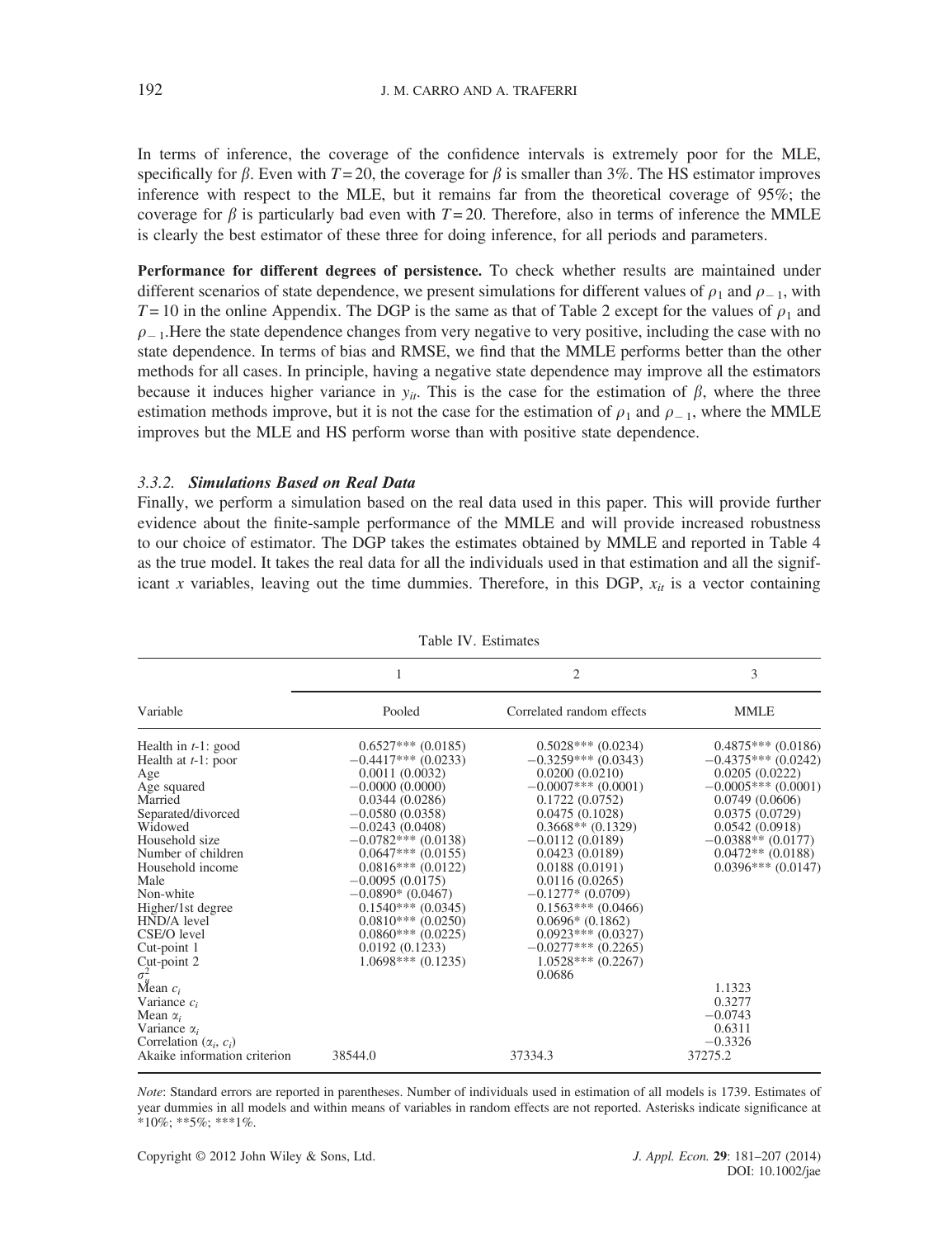In terms of inference, the coverage of the confidence intervals is extremely poor for the MLE, specifically for $\beta$. Even with $T=20$, the coverage for $\beta$ is smaller than 3%. The HS estimator improves inference with respect to the MLE, but it remains far from the theoretical coverage of 95%; the coverage for $\beta$ is particularly bad even with $T=20$. Therefore, also in terms of inference the MMLE is clearly the best estimator of these three for doing inference, for all periods and parameters.

**Performance for different degrees of persistence.** To check whether results are maintained under different scenarios of state dependence, we present simulations for different values of $\rho_1$ and $\rho_{-1}$, with $T=10$ in the online Appendix. The DGP is the same as that of Table 2 except for the values of $\rho_1$ and $\rho_{-1}$.Here the state dependence changes from very negative to very positive, including the case with no state dependence. In terms of bias and RMSE, we find that the MMLE performs better than the other methods for all cases. In principle, having a negative state dependence may improve all the estimators because it induces higher variance in $y_{it}$. This is the case for the estimation of $\beta$, where the three estimation methods improve, but it is not the case for the estimation of $\rho_1$ and $\rho_{-1}$, where the MMLE improves but the MLE and HS perform worse than with positive state dependence.

### 3.3.2. *Simulations Based on Real Data*

Finally, we perform a simulation based on the real data used in this paper. This will provide further evidence about the finite-sample performance of the MMLE and will provide increased robustness to our choice of estimator. The DGP takes the estimates obtained by MMLE and reported in Table 4 as the true model. It takes the real data for all the individuals used in that estimation and all the significant $x$ variables, leaving out the time dummies. Therefore, in this DGP, $x_{it}$ is a vector containing

Table IV. Estimates

| | 1 | 2 | 3 |
|---|---|---|---|
| Variable | Pooled | Correlated random effects | MMLE |
| Health in $t$-1: good | 0.6527*** (0.0185) | 0.5028*** (0.0234) | 0.4875*** (0.0186) |
| Health at $t$-1: poor | −0.4417*** (0.0233) | −0.3259*** (0.0343) | −0.4375*** (0.0242) |
| Age | 0.0011 (0.0032) | 0.0200 (0.0210) | 0.0205 (0.0222) |
| Age squared | −0.0000 (0.0000) | −0.0007*** (0.0001) | −0.0005*** (0.0001) |
| Married | 0.0344 (0.0286) | 0.1722 (0.0752) | 0.0749 (0.0606) |
| Separated/divorced | −0.0580 (0.0358) | 0.0475 (0.1028) | 0.0375 (0.0729) |
| Widowed | −0.0243 (0.0408) | 0.3668** (0.1329) | 0.0542 (0.0918) |
| Household size | −0.0782*** (0.0138) | −0.0112 (0.0189) | −0.0388** (0.0177) |
| Number of children | 0.0647*** (0.0155) | 0.0423 (0.0189) | 0.0472** (0.0188) |
| Household income | 0.0816*** (0.0122) | 0.0188 (0.0191) | 0.0396*** (0.0147) |
| Male | −0.0095 (0.0175) | 0.0116 (0.0265) | |
| Non-white | −0.0890* (0.0467) | −0.1277* (0.0709) | |
| Higher/1st degree | 0.1540*** (0.0345) | 0.1563*** (0.0466) | |
| HND/A level | 0.0810*** (0.0250) | 0.0696* (0.1862) | |
| CSE/O level | 0.0860*** (0.0225) | 0.0923*** (0.0327) | |
| Cut-point 1 | 0.0192 (0.1233) | −0.0277*** (0.2265) | |
| Cut-point 2 | 1.0698*** (0.1235) | 1.0528*** (0.2267) | |
| $\sigma^2_\eta$ | | 0.0686 | |
| Mean $c_i$ | | | 1.1323 |
| Variance $c_i$ | | | 0.3277 |
| Mean $\alpha_i$ | | | −0.0743 |
| Variance $\alpha_i$ | | | 0.6311 |
| Correlation ($\alpha_i$, $c_i$) | | | −0.3326 |
| Akaike information criterion | 38544.0 | 37334.3 | 37275.2 |

*Note*: Standard errors are reported in parentheses. Number of individuals used in estimation of all models is 1739. Estimates of year dummies in all models and within means of variables in random effects are not reported. Asterisks indicate significance at *10%; **5%; ***1%.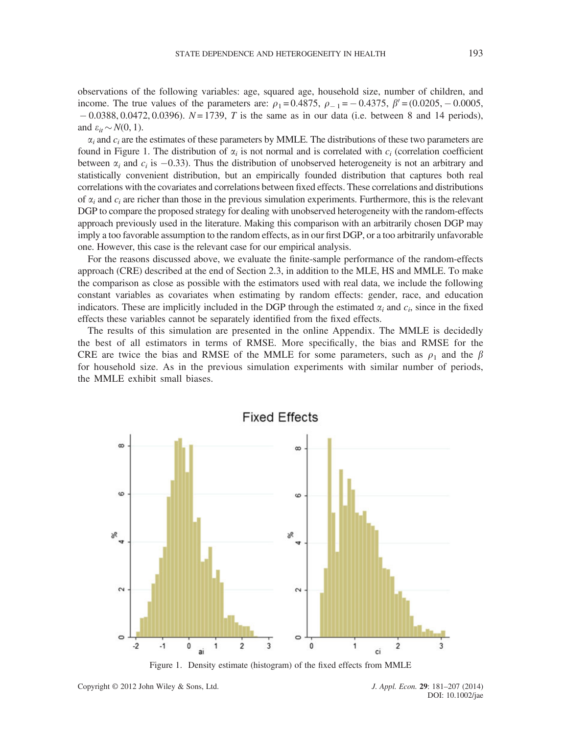observations of the following variables: age, squared age, household size, number of children, and income. The true values of the parameters are: $\rho_1 = 0.4875$, $\rho_{-1} = -0.4375$, $\beta' = (0.0205, -0.0005, -0.0388, 0.0472, 0.0396)$. $N = 1739$, $T$ is the same as in our data (i.e. between 8 and 14 periods), and $\varepsilon_{it} \sim N(0, 1)$.

$\alpha_i$ and $c_i$ are the estimates of these parameters by MMLE. The distributions of these two parameters are found in Figure 1. The distribution of $\alpha_i$ is not normal and is correlated with $c_i$ (correlation coefficient between $\alpha_i$ and $c_i$ is $-0.33$). Thus the distribution of unobserved heterogeneity is not an arbitrary and statistically convenient distribution, but an empirically founded distribution that captures both real correlations with the covariates and correlations between fixed effects. These correlations and distributions of $\alpha_i$ and $c_i$ are richer than those in the previous simulation experiments. Furthermore, this is the relevant DGP to compare the proposed strategy for dealing with unobserved heterogeneity with the random-effects approach previously used in the literature. Making this comparison with an arbitrarily chosen DGP may imply a too favorable assumption to the random effects, as in our first DGP, or a too arbitrarily unfavorable one. However, this case is the relevant case for our empirical analysis.

For the reasons discussed above, we evaluate the finite-sample performance of the random-effects approach (CRE) described at the end of Section 2.3, in addition to the MLE, HS and MMLE. To make the comparison as close as possible with the estimators used with real data, we include the following constant variables as covariates when estimating by random effects: gender, race, and education indicators. These are implicitly included in the DGP through the estimated $\alpha_i$ and $c_i$, since in the fixed effects these variables cannot be separately identified from the fixed effects.

The results of this simulation are presented in the online Appendix. The MMLE is decidedly the best of all estimators in terms of RMSE. More specifically, the bias and RMSE for the CRE are twice the bias and RMSE of the MMLE for some parameters, such as $\rho_1$ and the $\beta$ for household size. As in the previous simulation experiments with similar number of periods, the MMLE exhibit small biases.

Figure 1. Density estimate (histogram) of the fixed effects from MMLE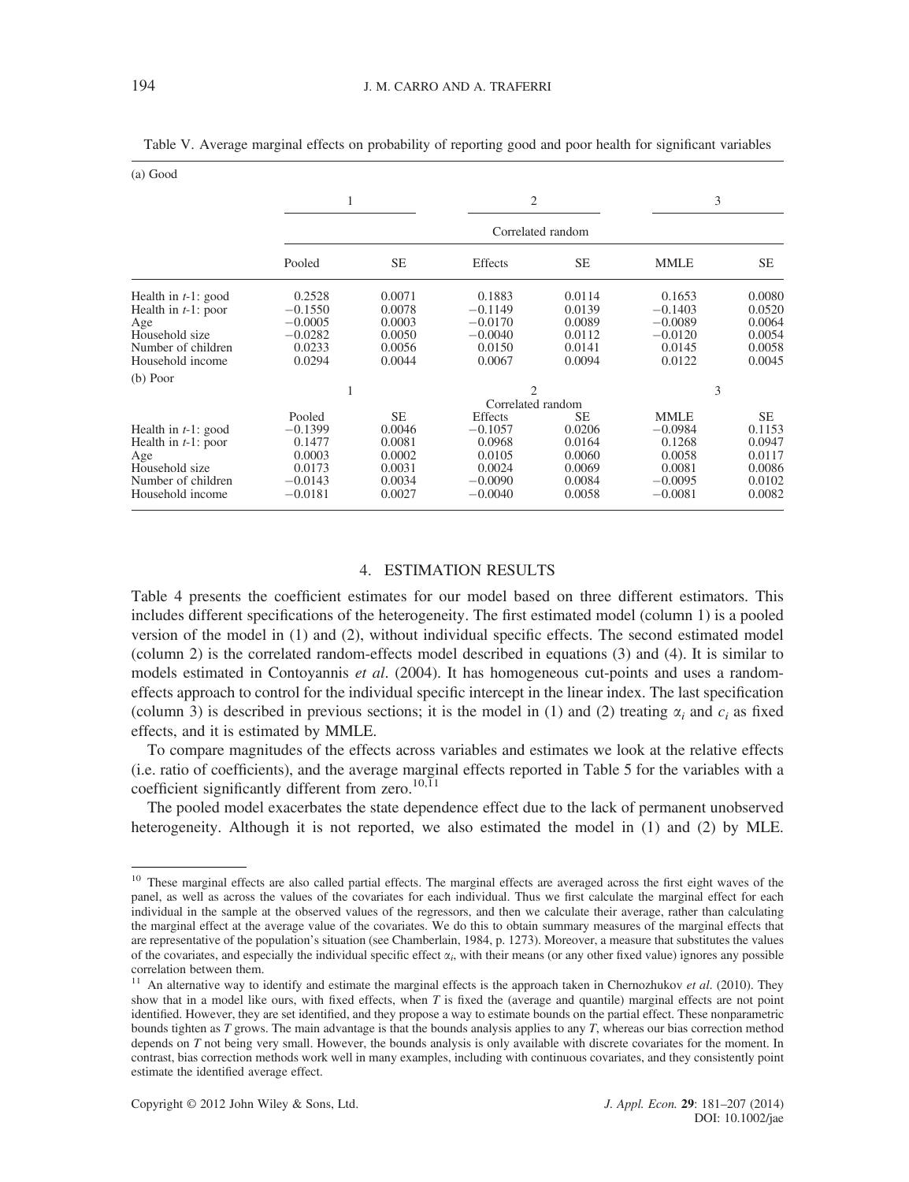Table V. Average marginal effects on probability of reporting good and poor health for significant variables

(a) Good

| | 1 | | 2 | | 3 | |
|---|---|---|---|---|---|---|
| | | | Correlated random | | | |
| | Pooled | SE | Effects | SE | MMLE | SE |
| Health in $t$-1: good | 0.2528 | 0.0071 | 0.1883 | 0.0114 | 0.1653 | 0.0080 |
| Health in $t$-1: poor | −0.1550 | 0.0078 | −0.1149 | 0.0139 | −0.1403 | 0.0520 |
| Age | −0.0005 | 0.0003 | −0.0170 | 0.0089 | −0.0089 | 0.0064 |
| Household size | −0.0282 | 0.0050 | −0.0040 | 0.0112 | −0.0120 | 0.0054 |
| Number of children | 0.0233 | 0.0056 | 0.0150 | 0.0141 | 0.0145 | 0.0058 |
| Household income | 0.0294 | 0.0044 | 0.0067 | 0.0094 | 0.0122 | 0.0045 |

(b) Poor

| | 1 | | 2 | | 3 | |
|---|---|---|---|---|---|---|
| | | | Correlated random | | | |
| | Pooled | SE | Effects | SE | MMLE | SE |
| Health in $t$-1: good | −0.1399 | 0.0046 | −0.1057 | 0.0206 | −0.0984 | 0.1153 |
| Health in $t$-1: poor | 0.1477 | 0.0081 | 0.0968 | 0.0164 | 0.1268 | 0.0947 |
| Age | 0.0003 | 0.0002 | 0.0105 | 0.0060 | 0.0058 | 0.0117 |
| Household size | 0.0173 | 0.0031 | 0.0024 | 0.0069 | 0.0081 | 0.0086 |
| Number of children | −0.0143 | 0.0034 | −0.0090 | 0.0084 | −0.0095 | 0.0102 |
| Household income | −0.0181 | 0.0027 | −0.0040 | 0.0058 | −0.0081 | 0.0082 |

## 4. ESTIMATION RESULTS

Table 4 presents the coefficient estimates for our model based on three different estimators. This includes different specifications of the heterogeneity. The first estimated model (column 1) is a pooled version of the model in (1) and (2), without individual specific effects. The second estimated model (column 2) is the correlated random-effects model described in equations (3) and (4). It is similar to models estimated in Contoyannis *et al*. (2004). It has homogeneous cut-points and uses a random-effects approach to control for the individual specific intercept in the linear index. The last specification (column 3) is described in previous sections; it is the model in (1) and (2) treating $\alpha_i$ and $c_i$ as fixed effects, and it is estimated by MMLE.

To compare magnitudes of the effects across variables and estimates we look at the relative effects (i.e. ratio of coefficients), and the average marginal effects reported in Table 5 for the variables with a coefficient significantly different from zero.[10,11]

The pooled model exacerbates the state dependence effect due to the lack of permanent unobserved heterogeneity. Although it is not reported, we also estimated the model in (1) and (2) by MLE.

---

[10] These marginal effects are also called partial effects. The marginal effects are averaged across the first eight waves of the panel, as well as across the values of the covariates for each individual. Thus we first calculate the marginal effect for each individual in the sample at the observed values of the regressors, and then we calculate their average, rather than calculating the marginal effect at the average value of the covariates. We do this to obtain summary measures of the marginal effects that are representative of the population's situation (see Chamberlain, 1984, p. 1273). Moreover, a measure that substitutes the values of the covariates, and especially the individual specific effect $\alpha_i$, with their means (or any other fixed value) ignores any possible correlation between them.

[11] An alternative way to identify and estimate the marginal effects is the approach taken in Chernozhukov *et al*. (2010). They show that in a model like ours, with fixed effects, when $T$ is fixed the (average and quantile) marginal effects are not point identified. However, they are set identified, and they propose a way to estimate bounds on the partial effect. These nonparametric bounds tighten as $T$ grows. The main advantage is that the bounds analysis applies to any $T$, whereas our bias correction method depends on $T$ not being very small. However, the bounds analysis is only available with discrete covariates for the moment. In contrast, bias correction methods work well in many examples, including with continuous covariates, and they consistently point estimate the identified average effect.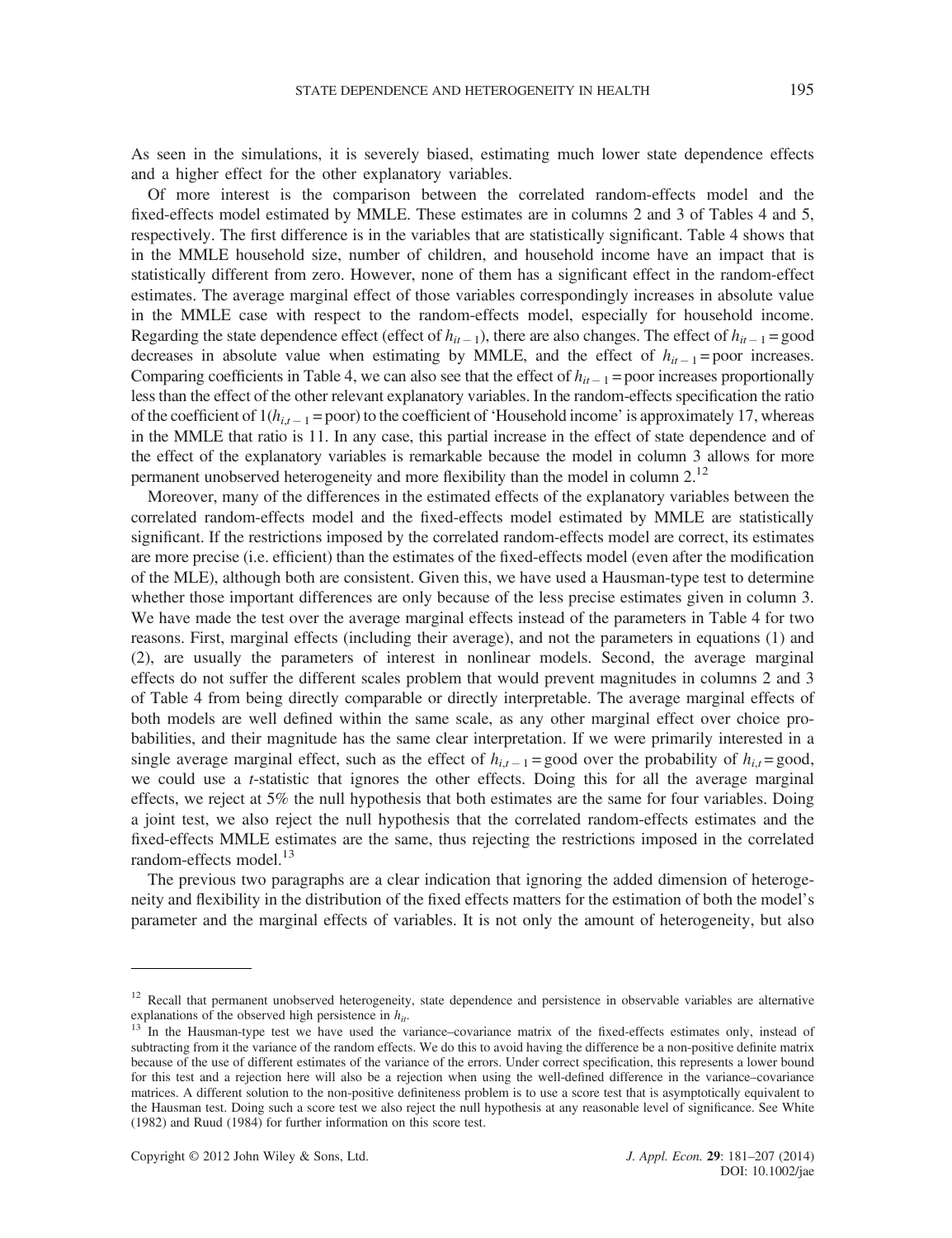As seen in the simulations, it is severely biased, estimating much lower state dependence effects and a higher effect for the other explanatory variables.

Of more interest is the comparison between the correlated random-effects model and the fixed-effects model estimated by MMLE. These estimates are in columns 2 and 3 of Tables 4 and 5, respectively. The first difference is in the variables that are statistically significant. Table 4 shows that in the MMLE household size, number of children, and household income have an impact that is statistically different from zero. However, none of them has a significant effect in the random-effect estimates. The average marginal effect of those variables correspondingly increases in absolute value in the MMLE case with respect to the random-effects model, especially for household income. Regarding the state dependence effect (effect of $h_{it-1}$), there are also changes. The effect of $h_{it-1}$ = good decreases in absolute value when estimating by MMLE, and the effect of $h_{it-1}$ = poor increases. Comparing coefficients in Table 4, we can also see that the effect of $h_{it-1}$ = poor increases proportionally less than the effect of the other relevant explanatory variables. In the random-effects specification the ratio of the coefficient of $1(h_{i,t-1} = \text{poor})$ to the coefficient of 'Household income' is approximately 17, whereas in the MMLE that ratio is 11. In any case, this partial increase in the effect of state dependence and of the effect of the explanatory variables is remarkable because the model in column 3 allows for more permanent unobserved heterogeneity and more flexibility than the model in column 2.[12]

Moreover, many of the differences in the estimated effects of the explanatory variables between the correlated random-effects model and the fixed-effects model estimated by MMLE are statistically significant. If the restrictions imposed by the correlated random-effects model are correct, its estimates are more precise (i.e. efficient) than the estimates of the fixed-effects model (even after the modification of the MLE), although both are consistent. Given this, we have used a Hausman-type test to determine whether those important differences are only because of the less precise estimates given in column 3. We have made the test over the average marginal effects instead of the parameters in Table 4 for two reasons. First, marginal effects (including their average), and not the parameters in equations (1) and (2), are usually the parameters of interest in nonlinear models. Second, the average marginal effects do not suffer the different scales problem that would prevent magnitudes in columns 2 and 3 of Table 4 from being directly comparable or directly interpretable. The average marginal effects of both models are well defined within the same scale, as any other marginal effect over choice probabilities, and their magnitude has the same clear interpretation. If we were primarily interested in a single average marginal effect, such as the effect of $h_{i,t-1}$ = good over the probability of $h_{i,t}$ = good, we could use a $t$-statistic that ignores the other effects. Doing this for all the average marginal effects, we reject at 5% the null hypothesis that both estimates are the same for four variables. Doing a joint test, we also reject the null hypothesis that the correlated random-effects estimates and the fixed-effects MMLE estimates are the same, thus rejecting the restrictions imposed in the correlated random-effects model.[13]

The previous two paragraphs are a clear indication that ignoring the added dimension of heterogeneity and flexibility in the distribution of the fixed effects matters for the estimation of both the model's parameter and the marginal effects of variables. It is not only the amount of heterogeneity, but also

---

[12] Recall that permanent unobserved heterogeneity, state dependence and persistence in observable variables are alternative explanations of the observed high persistence in $h_{it}$.

[13] In the Hausman-type test we have used the variance–covariance matrix of the fixed-effects estimates only, instead of subtracting from it the variance of the random effects. We do this to avoid having the difference be a non-positive definite matrix because of the use of different estimates of the variance of the errors. Under correct specification, this represents a lower bound for this test and a rejection here will also be a rejection when using the well-defined difference in the variance–covariance matrices. A different solution to the non-positive definiteness problem is to use a score test that is asymptotically equivalent to the Hausman test. Doing such a score test we also reject the null hypothesis at any reasonable level of significance. See White (1982) and Ruud (1984) for further information on this score test.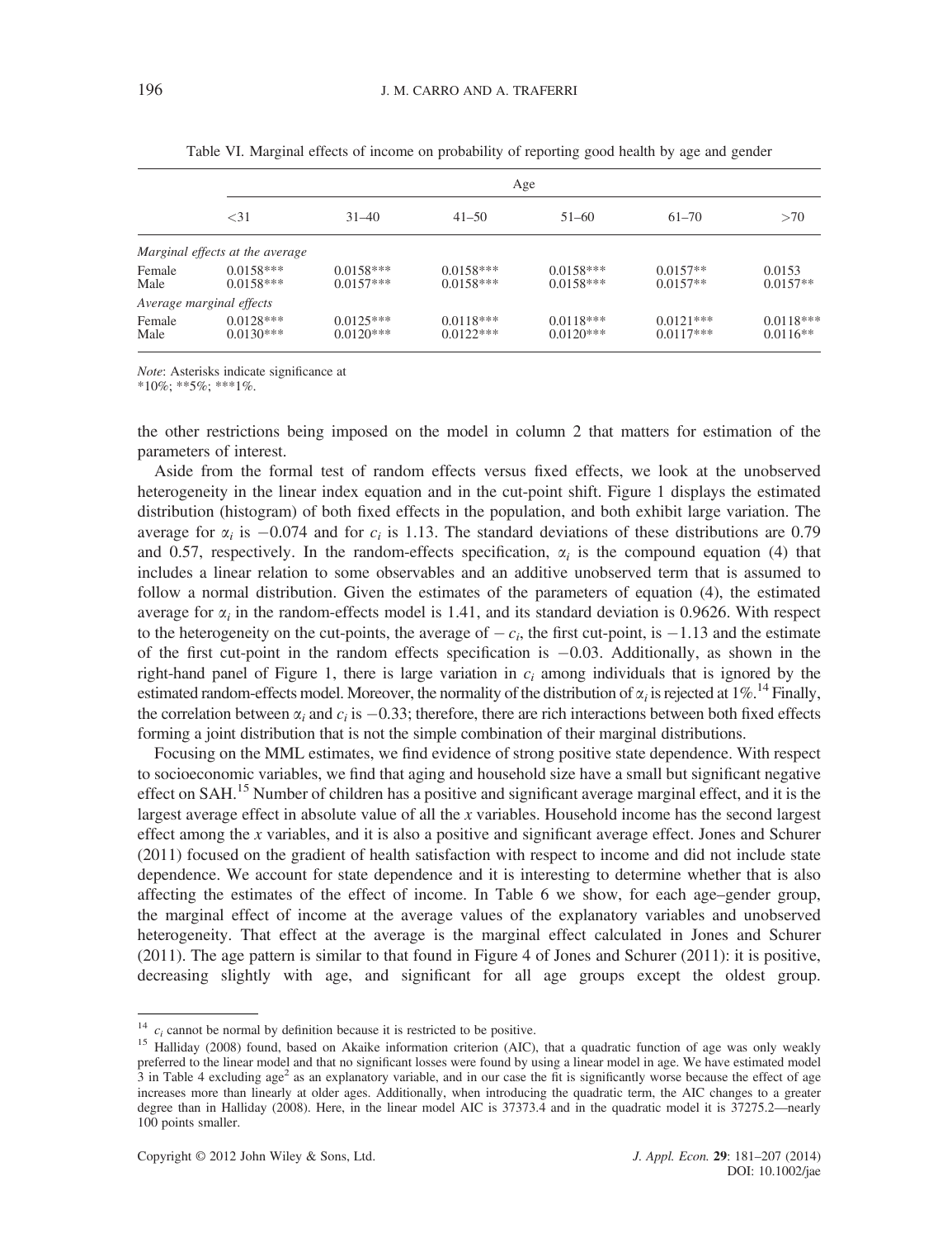Table VI. Marginal effects of income on probability of reporting good health by age and gender

| | Age | | | | | |
|---|---|---|---|---|---|---|
| | <31 | 31–40 | 41–50 | 51–60 | 61–70 | >70 |
| *Marginal effects at the average* | | | | | | |
| Female | 0.0158*** | 0.0158*** | 0.0158*** | 0.0158*** | 0.0157** | 0.0153 |
| Male | 0.0158*** | 0.0157*** | 0.0158*** | 0.0158*** | 0.0157** | 0.0157** |
| *Average marginal effects* | | | | | | |
| Female | 0.0128*** | 0.0125*** | 0.0118*** | 0.0118*** | 0.0121*** | 0.0118*** |
| Male | 0.0130*** | 0.0120*** | 0.0122*** | 0.0120*** | 0.0117*** | 0.0116** |

*Note*: Asterisks indicate significance at
*10%; **5%; ***1%.

the other restrictions being imposed on the model in column 2 that matters for estimation of the parameters of interest.

Aside from the formal test of random effects versus fixed effects, we look at the unobserved heterogeneity in the linear index equation and in the cut-point shift. Figure 1 displays the estimated distribution (histogram) of both fixed effects in the population, and both exhibit large variation. The average for $\alpha_i$ is $-0.074$ and for $c_i$ is 1.13. The standard deviations of these distributions are 0.79 and 0.57, respectively. In the random-effects specification, $\alpha_i$ is the compound equation (4) that includes a linear relation to some observables and an additive unobserved term that is assumed to follow a normal distribution. Given the estimates of the parameters of equation (4), the estimated average for $\alpha_i$ in the random-effects model is 1.41, and its standard deviation is 0.9626. With respect to the heterogeneity on the cut-points, the average of $-c_i$, the first cut-point, is $-1.13$ and the estimate of the first cut-point in the random effects specification is $-0.03$. Additionally, as shown in the right-hand panel of Figure 1, there is large variation in $c_i$ among individuals that is ignored by the estimated random-effects model. Moreover, the normality of the distribution of $\alpha_i$ is rejected at 1%.[14] Finally, the correlation between $\alpha_i$ and $c_i$ is $-0.33$; therefore, there are rich interactions between both fixed effects forming a joint distribution that is not the simple combination of their marginal distributions.

Focusing on the MML estimates, we find evidence of strong positive state dependence. With respect to socioeconomic variables, we find that aging and household size have a small but significant negative effect on SAH.[15] Number of children has a positive and significant average marginal effect, and it is the largest average effect in absolute value of all the $x$ variables. Household income has the second largest effect among the $x$ variables, and it is also a positive and significant average effect. Jones and Schurer (2011) focused on the gradient of health satisfaction with respect to income and did not include state dependence. We account for state dependence and it is interesting to determine whether that is also affecting the estimates of the effect of income. In Table 6 we show, for each age–gender group, the marginal effect of income at the average values of the explanatory variables and unobserved heterogeneity. That effect at the average is the marginal effect calculated in Jones and Schurer (2011). The age pattern is similar to that found in Figure 4 of Jones and Schurer (2011): it is positive, decreasing slightly with age, and significant for all age groups except the oldest group.

[14] $c_i$ cannot be normal by definition because it is restricted to be positive.

[15] Halliday (2008) found, based on Akaike information criterion (AIC), that a quadratic function of age was only weakly preferred to the linear model and that no significant losses were found by using a linear model in age. We have estimated model 3 in Table 4 excluding age$^2$ as an explanatory variable, and in our case the fit is significantly worse because the effect of age increases more than linearly at older ages. Additionally, when introducing the quadratic term, the AIC changes to a greater degree than in Halliday (2008). Here, in the linear model AIC is 37373.4 and in the quadratic model it is 37275.2—nearly 100 points smaller.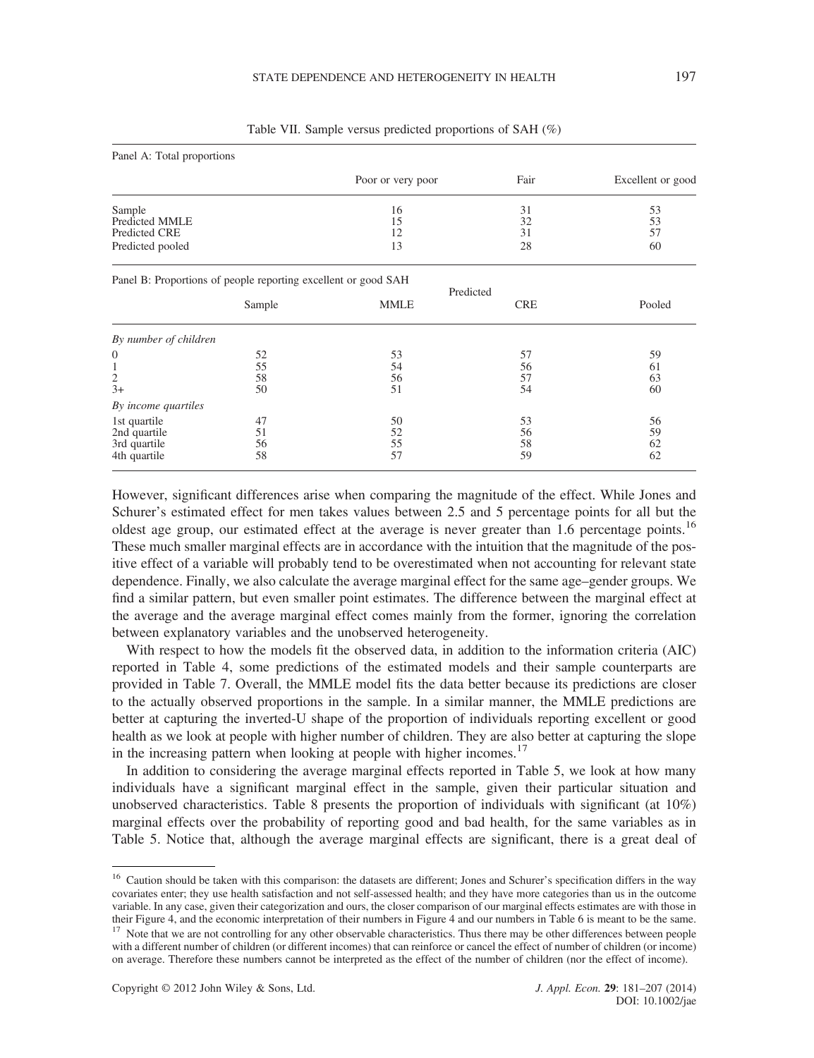Table VII. Sample versus predicted proportions of SAH (%)

Panel A: Total proportions

| | Poor or very poor | Fair | Excellent or good |
|---|---|---|---|
| Sample | 16 | 31 | 53 |
| Predicted MMLE | 15 | 32 | 53 |
| Predicted CRE | 12 | 31 | 57 |
| Predicted pooled | 13 | 28 | 60 |

Panel B: Proportions of people reporting excellent or good SAH

| | Sample | Predicted | | |
|---|---|---|---|---|
| | | MMLE | CRE | Pooled |
| *By number of children* | | | | |
| 0 | 52 | 53 | 57 | 59 |
| 1 | 55 | 54 | 56 | 61 |
| 2 | 58 | 56 | 57 | 63 |
| 3+ | 50 | 51 | 54 | 60 |
| *By income quartiles* | | | | |
| 1st quartile | 47 | 50 | 53 | 56 |
| 2nd quartile | 51 | 52 | 56 | 59 |
| 3rd quartile | 56 | 55 | 58 | 62 |
| 4th quartile | 58 | 57 | 59 | 62 |

However, significant differences arise when comparing the magnitude of the effect. While Jones and Schurer's estimated effect for men takes values between 2.5 and 5 percentage points for all but the oldest age group, our estimated effect at the average is never greater than 1.6 percentage points.[16] These much smaller marginal effects are in accordance with the intuition that the magnitude of the positive effect of a variable will probably tend to be overestimated when not accounting for relevant state dependence. Finally, we also calculate the average marginal effect for the same age–gender groups. We find a similar pattern, but even smaller point estimates. The difference between the marginal effect at the average and the average marginal effect comes mainly from the former, ignoring the correlation between explanatory variables and the unobserved heterogeneity.

With respect to how the models fit the observed data, in addition to the information criteria (AIC) reported in Table 4, some predictions of the estimated models and their sample counterparts are provided in Table 7. Overall, the MMLE model fits the data better because its predictions are closer to the actually observed proportions in the sample. In a similar manner, the MMLE predictions are better at capturing the inverted-U shape of the proportion of individuals reporting excellent or good health as we look at people with higher number of children. They are also better at capturing the slope in the increasing pattern when looking at people with higher incomes.[17]

In addition to considering the average marginal effects reported in Table 5, we look at how many individuals have a significant marginal effect in the sample, given their particular situation and unobserved characteristics. Table 8 presents the proportion of individuals with significant (at 10%) marginal effects over the probability of reporting good and bad health, for the same variables as in Table 5. Notice that, although the average marginal effects are significant, there is a great deal of

[16] Caution should be taken with this comparison: the datasets are different; Jones and Schurer's specification differs in the way covariates enter; they use health satisfaction and not self-assessed health; and they have more categories than us in the outcome variable. In any case, given their categorization and ours, the closer comparison of our marginal effects estimates are with those in their Figure 4, and the economic interpretation of their numbers in Figure 4 and our numbers in Table 6 is meant to be the same.

[17] Note that we are not controlling for any other observable characteristics. Thus there may be other differences between people with a different number of children (or different incomes) that can reinforce or cancel the effect of number of children (or income) on average. Therefore these numbers cannot be interpreted as the effect of the number of children (nor the effect of income).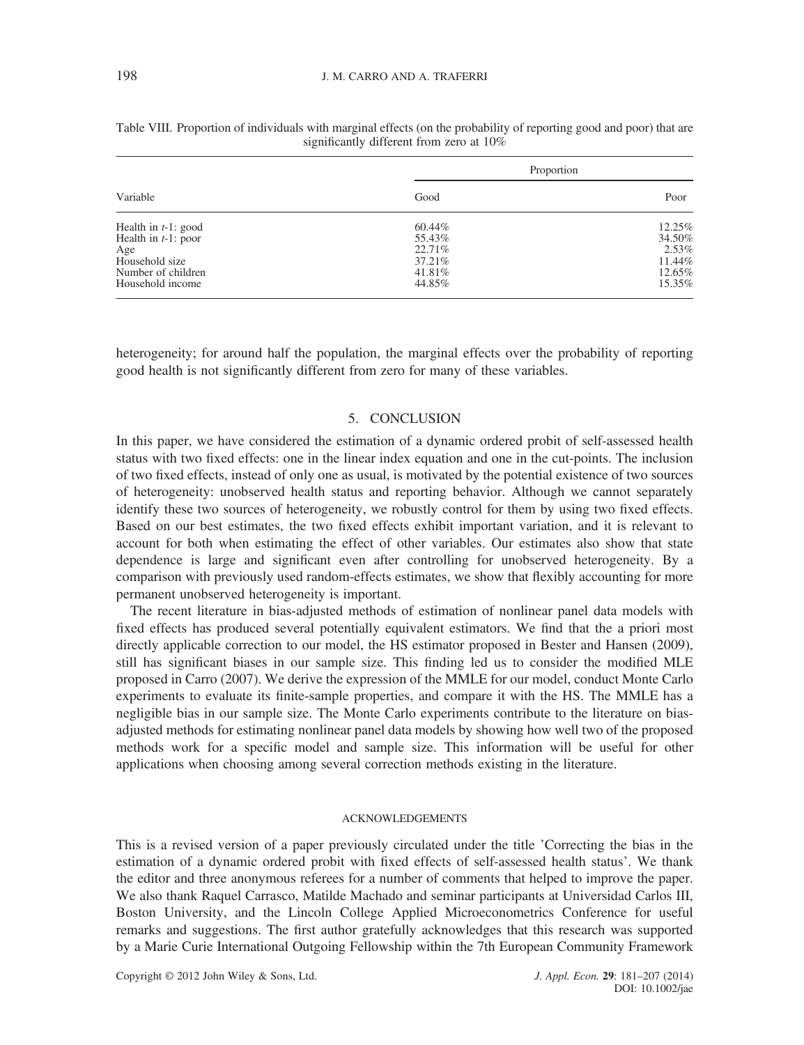Table VIII. Proportion of individuals with marginal effects (on the probability of reporting good and poor) that are significantly different from zero at 10%

| Variable | Proportion | |
|---|---|---|
| | Good | Poor |
| Health in $t$-1: good | 60.44% | 12.25% |
| Health in $t$-1: poor | 55.43% | 34.50% |
| Age | 22.71% | 2.53% |
| Household size | 37.21% | 11.44% |
| Number of children | 41.81% | 12.65% |
| Household income | 44.85% | 15.35% |

heterogeneity; for around half the population, the marginal effects over the probability of reporting good health is not significantly different from zero for many of these variables.

## 5. CONCLUSION

In this paper, we have considered the estimation of a dynamic ordered probit of self-assessed health status with two fixed effects: one in the linear index equation and one in the cut-points. The inclusion of two fixed effects, instead of only one as usual, is motivated by the potential existence of two sources of heterogeneity: unobserved health status and reporting behavior. Although we cannot separately identify these two sources of heterogeneity, we robustly control for them by using two fixed effects. Based on our best estimates, the two fixed effects exhibit important variation, and it is relevant to account for both when estimating the effect of other variables. Our estimates also show that state dependence is large and significant even after controlling for unobserved heterogeneity. By a comparison with previously used random-effects estimates, we show that flexibly accounting for more permanent unobserved heterogeneity is important.

The recent literature in bias-adjusted methods of estimation of nonlinear panel data models with fixed effects has produced several potentially equivalent estimators. We find that the a priori most directly applicable correction to our model, the HS estimator proposed in Bester and Hansen (2009), still has significant biases in our sample size. This finding led us to consider the modified MLE proposed in Carro (2007). We derive the expression of the MMLE for our model, conduct Monte Carlo experiments to evaluate its finite-sample properties, and compare it with the HS. The MMLE has a negligible bias in our sample size. The Monte Carlo experiments contribute to the literature on bias-adjusted methods for estimating nonlinear panel data models by showing how well two of the proposed methods work for a specific model and sample size. This information will be useful for other applications when choosing among several correction methods existing in the literature.

### ACKNOWLEDGEMENTS

This is a revised version of a paper previously circulated under the title 'Correcting the bias in the estimation of a dynamic ordered probit with fixed effects of self-assessed health status'. We thank the editor and three anonymous referees for a number of comments that helped to improve the paper. We also thank Raquel Carrasco, Matilde Machado and seminar participants at Universidad Carlos III, Boston University, and the Lincoln College Applied Microeconometrics Conference for useful remarks and suggestions. The first author gratefully acknowledges that this research was supported by a Marie Curie International Outgoing Fellowship within the 7th European Community Framework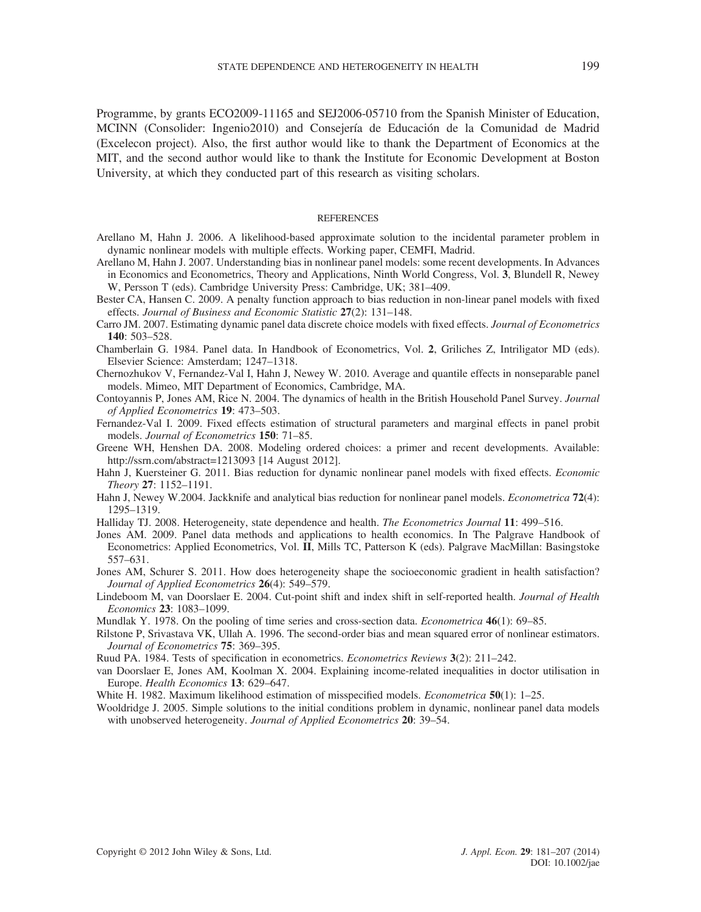Programme, by grants ECO2009-11165 and SEJ2006-05710 from the Spanish Minister of Education, MCINN (Consolider: Ingenio2010) and Consejería de Educación de la Comunidad de Madrid (Excelecon project). Also, the first author would like to thank the Department of Economics at the MIT, and the second author would like to thank the Institute for Economic Development at Boston University, at which they conducted part of this research as visiting scholars.

## REFERENCES

Arellano M, Hahn J. 2006. A likelihood-based approximate solution to the incidental parameter problem in dynamic nonlinear models with multiple effects. Working paper, CEMFI, Madrid.

Arellano M, Hahn J. 2007. Understanding bias in nonlinear panel models: some recent developments. In Advances in Economics and Econometrics, Theory and Applications, Ninth World Congress, Vol. **3**, Blundell R, Newey W, Persson T (eds). Cambridge University Press: Cambridge, UK; 381–409.

Bester CA, Hansen C. 2009. A penalty function approach to bias reduction in non-linear panel models with fixed effects. *Journal of Business and Economic Statistic* **27**(2): 131–148.

Carro JM. 2007. Estimating dynamic panel data discrete choice models with fixed effects. *Journal of Econometrics* **140**: 503–528.

Chamberlain G. 1984. Panel data. In Handbook of Econometrics, Vol. **2**, Griliches Z, Intriligator MD (eds). Elsevier Science: Amsterdam; 1247–1318.

Chernozhukov V, Fernandez-Val I, Hahn J, Newey W. 2010. Average and quantile effects in nonseparable panel models. Mimeo, MIT Department of Economics, Cambridge, MA.

Contoyannis P, Jones AM, Rice N. 2004. The dynamics of health in the British Household Panel Survey. *Journal of Applied Econometrics* **19**: 473–503.

Fernandez-Val I. 2009. Fixed effects estimation of structural parameters and marginal effects in panel probit models. *Journal of Econometrics* **150**: 71–85.

Greene WH, Henshen DA. 2008. Modeling ordered choices: a primer and recent developments. Available: http://ssrn.com/abstract=1213093 [14 August 2012].

Hahn J, Kuersteiner G. 2011. Bias reduction for dynamic nonlinear panel models with fixed effects. *Economic Theory* **27**: 1152–1191.

Hahn J, Newey W.2004. Jackknife and analytical bias reduction for nonlinear panel models. *Econometrica* **72**(4): 1295–1319.

Halliday TJ. 2008. Heterogeneity, state dependence and health. *The Econometrics Journal* **11**: 499–516.

Jones AM. 2009. Panel data methods and applications to health economics. In The Palgrave Handbook of Econometrics: Applied Econometrics, Vol. **II**, Mills TC, Patterson K (eds). Palgrave MacMillan: Basingstoke 557–631.

Jones AM, Schurer S. 2011. How does heterogeneity shape the socioeconomic gradient in health satisfaction? *Journal of Applied Econometrics* **26**(4): 549–579.

Lindeboom M, van Doorslaer E. 2004. Cut-point shift and index shift in self-reported health. *Journal of Health Economics* **23**: 1083–1099.

Mundlak Y. 1978. On the pooling of time series and cross-section data. *Econometrica* **46**(1): 69–85.

Rilstone P, Srivastava VK, Ullah A. 1996. The second-order bias and mean squared error of nonlinear estimators. *Journal of Econometrics* **75**: 369–395.

Ruud PA. 1984. Tests of specification in econometrics. *Econometrics Reviews* **3**(2): 211–242.

van Doorslaer E, Jones AM, Koolman X. 2004. Explaining income-related inequalities in doctor utilisation in Europe. *Health Economics* **13**: 629–647.

White H. 1982. Maximum likelihood estimation of misspecified models. *Econometrica* **50**(1): 1–25.

Wooldridge J. 2005. Simple solutions to the initial conditions problem in dynamic, nonlinear panel data models with unobserved heterogeneity. *Journal of Applied Econometrics* **20**: 39–54.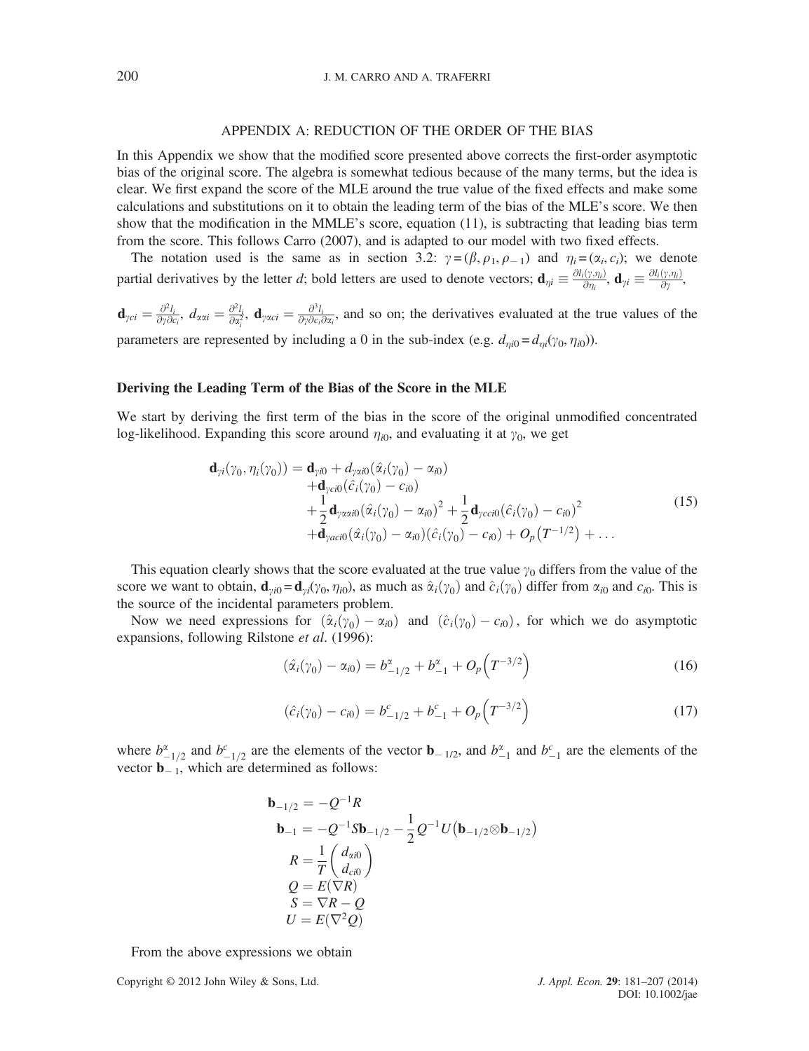## APPENDIX A: REDUCTION OF THE ORDER OF THE BIAS

In this Appendix we show that the modified score presented above corrects the first-order asymptotic bias of the original score. The algebra is somewhat tedious because of the many terms, but the idea is clear. We first expand the score of the MLE around the true value of the fixed effects and make some calculations and substitutions on it to obtain the leading term of the bias of the MLE's score. We then show that the modification in the MMLE's score, equation (11), is subtracting that leading bias term from the score. This follows Carro (2007), and is adapted to our model with two fixed effects.

The notation used is the same as in section 3.2: $\gamma = (\beta, \rho_1, \rho_{-1})$ and $\eta_i = (\alpha_i, c_i)$; we denote partial derivatives by the letter $d$; bold letters are used to denote vectors; $\mathbf{d}_{\eta i} \equiv \frac{\partial l_i(\gamma, \eta_i)}{\partial \eta_i}$, $\mathbf{d}_{\gamma i} \equiv \frac{\partial l_i(\gamma, \eta_i)}{\partial \gamma}$, $\mathbf{d}_{\gamma ci} = \frac{\partial^2 l_i}{\partial \gamma \partial c_i}$, $d_{\alpha\alpha i} = \frac{\partial^2 l_i}{\partial \alpha_i^2}$, $\mathbf{d}_{\gamma\alpha ci} = \frac{\partial^3 l_i}{\partial \gamma \partial c_i \partial \alpha_i}$, and so on; the derivatives evaluated at the true values of the parameters are represented by including a 0 in the sub-index (e.g. $d_{\eta i0} = d_{\eta i}(\gamma_0, \eta_{i0})$).

### Deriving the Leading Term of the Bias of the Score in the MLE

We start by deriving the first term of the bias in the score of the original unmodified concentrated log-likelihood. Expanding this score around $\eta_{i0}$, and evaluating it at $\gamma_0$, we get

$$
\begin{aligned}
\mathbf{d}_{\gamma i}(\gamma_0, \eta_i(\gamma_0)) = \mathbf{d}_{\gamma i0} &+ d_{\gamma\alpha i0}(\hat{\alpha}_i(\gamma_0) - \alpha_{i0}) \\
&+ \mathbf{d}_{\gamma ci0}(\hat{c}_i(\gamma_0) - c_{i0}) \\
&+ \frac{1}{2}\mathbf{d}_{\gamma\alpha\alpha i0}(\hat{\alpha}_i(\gamma_0) - \alpha_{i0})^2 + \frac{1}{2}\mathbf{d}_{\gamma cci0}(\hat{c}_i(\gamma_0) - c_{i0})^2 \\
&+ \mathbf{d}_{\gamma aci0}(\hat{\alpha}_i(\gamma_0) - \alpha_{i0})(\hat{c}_i(\gamma_0) - c_{i0}) + O_p(T^{-1/2}) + \ldots
\end{aligned}
\tag{15}
$$

This equation clearly shows that the score evaluated at the true value $\gamma_0$ differs from the value of the score we want to obtain, $\mathbf{d}_{\gamma i0} = \mathbf{d}_{\gamma i}(\gamma_0, \eta_{i0})$, as much as $\hat{\alpha}_i(\gamma_0)$ and $\hat{c}_i(\gamma_0)$ differ from $\alpha_{i0}$ and $c_{i0}$. This is the source of the incidental parameters problem.

Now we need expressions for $(\hat{\alpha}_i(\gamma_0) - \alpha_{i0})$ and $(\hat{c}_i(\gamma_0) - c_{i0})$, for which we do asymptotic expansions, following Rilstone *et al*. (1996):

$$
(\hat{\alpha}_i(\gamma_0) - \alpha_{i0}) = b^{\alpha}_{-1/2} + b^{\alpha}_{-1} + O_p\left(T^{-3/2}\right)
\tag{16}
$$

$$
(\hat{c}_i(\gamma_0) - c_{i0}) = b^{c}_{-1/2} + b^{c}_{-1} + O_p\left(T^{-3/2}\right)
\tag{17}
$$

where $b^{\alpha}_{-1/2}$ and $b^{c}_{-1/2}$ are the elements of the vector $\mathbf{b}_{-1/2}$, and $b^{\alpha}_{-1}$ and $b^{c}_{-1}$ are the elements of the vector $\mathbf{b}_{-1}$, which are determined as follows:

$$
\begin{aligned}
\mathbf{b}_{-1/2} &= -Q^{-1}R \\
\mathbf{b}_{-1} &= -Q^{-1}S\mathbf{b}_{-1/2} - \frac{1}{2}Q^{-1}U\left(\mathbf{b}_{-1/2} \otimes \mathbf{b}_{-1/2}\right) \\
R &= \frac{1}{T}\begin{pmatrix} d_{\alpha i0} \\ d_{ci0} \end{pmatrix} \\
Q &= E(\nabla R) \\
S &= \nabla R - Q \\
U &= E(\nabla^2 Q)
\end{aligned}
$$

From the above expressions we obtain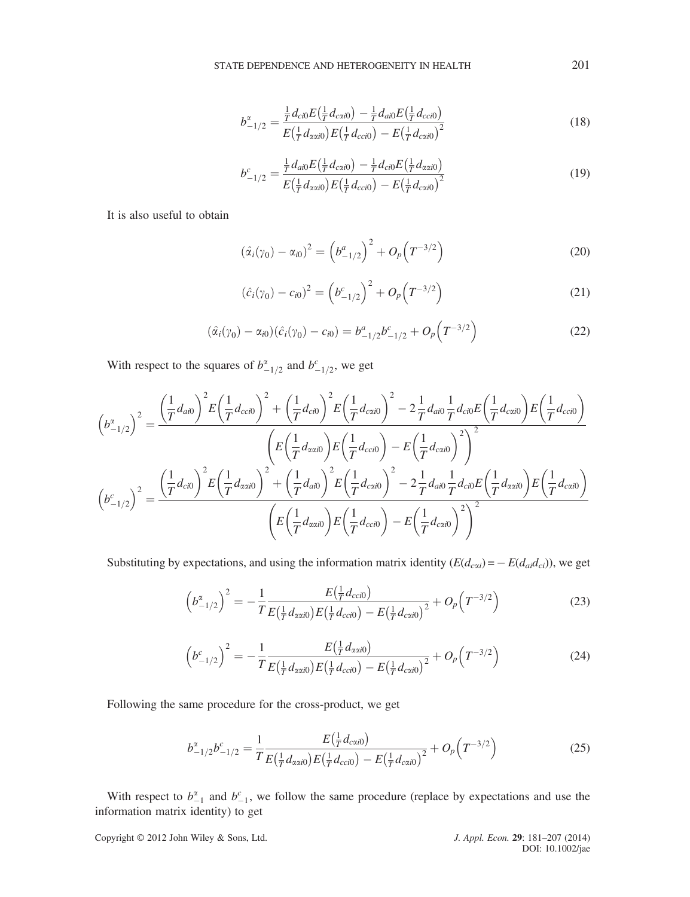$$b_{-1/2}^{\alpha} = \frac{\frac{1}{T} d_{ci0} E\left(\frac{1}{T} d_{c\alpha i0}\right) - \frac{1}{T} d_{ai0} E\left(\frac{1}{T} d_{cci0}\right)}{E\left(\frac{1}{T} d_{\alpha\alpha i0}\right) E\left(\frac{1}{T} d_{cci0}\right) - E\left(\frac{1}{T} d_{c\alpha i0}\right)^2} \tag{18}$$

$$b_{-1/2}^{c} = \frac{\frac{1}{T} d_{ai0} E\left(\frac{1}{T} d_{c\alpha i0}\right) - \frac{1}{T} d_{ci0} E\left(\frac{1}{T} d_{\alpha\alpha i0}\right)}{E\left(\frac{1}{T} d_{\alpha\alpha i0}\right) E\left(\frac{1}{T} d_{cci0}\right) - E\left(\frac{1}{T} d_{c\alpha i0}\right)^2} \tag{19}$$

It is also useful to obtain

$$\left(\hat{\alpha}_i(\gamma_0) - \alpha_{i0}\right)^2 = \left(b_{-1/2}^{a}\right)^2 + O_p\left(T^{-3/2}\right) \tag{20}$$

$$\left(\hat{c}_i(\gamma_0) - c_{i0}\right)^2 = \left(b_{-1/2}^{c}\right)^2 + O_p\left(T^{-3/2}\right) \tag{21}$$

$$\left(\hat{\alpha}_i(\gamma_0) - \alpha_{i0}\right)\left(\hat{c}_i(\gamma_0) - c_{i0}\right) = b_{-1/2}^{a} b_{-1/2}^{c} + O_p\left(T^{-3/2}\right) \tag{22}$$

With respect to the squares of $b_{-1/2}^{\alpha}$ and $b_{-1/2}^{c}$, we get

$$\left(b_{-1/2}^{\alpha}\right)^2 = \frac{\left(\frac{1}{T} d_{ai0}\right)^2 E\left(\frac{1}{T} d_{cci0}\right)^2 + \left(\frac{1}{T} d_{ci0}\right)^2 E\left(\frac{1}{T} d_{c\alpha i0}\right)^2 - 2\frac{1}{T} d_{ai0} \frac{1}{T} d_{ci0} E\left(\frac{1}{T} d_{c\alpha i0}\right) E\left(\frac{1}{T} d_{cci0}\right)}{\left(E\left(\frac{1}{T} d_{\alpha\alpha i0}\right) E\left(\frac{1}{T} d_{cci0}\right) - E\left(\frac{1}{T} d_{c\alpha i0}\right)^2\right)^2}$$

$$\left(b_{-1/2}^{c}\right)^2 = \frac{\left(\frac{1}{T} d_{ci0}\right)^2 E\left(\frac{1}{T} d_{\alpha\alpha i0}\right)^2 + \left(\frac{1}{T} d_{ai0}\right)^2 E\left(\frac{1}{T} d_{c\alpha i0}\right)^2 - 2\frac{1}{T} d_{ai0} \frac{1}{T} d_{ci0} E\left(\frac{1}{T} d_{\alpha\alpha i0}\right) E\left(\frac{1}{T} d_{c\alpha i0}\right)}{\left(E\left(\frac{1}{T} d_{\alpha\alpha i0}\right) E\left(\frac{1}{T} d_{cci0}\right) - E\left(\frac{1}{T} d_{c\alpha i0}\right)^2\right)^2}$$

Substituting by expectations, and using the information matrix identity ($E(d_{c\alpha i}) = -E(d_{ai} d_{ci})$), we get

$$\left(b_{-1/2}^{\alpha}\right)^2 = -\frac{1}{T} \frac{E\left(\frac{1}{T} d_{cci0}\right)}{E\left(\frac{1}{T} d_{\alpha\alpha i0}\right) E\left(\frac{1}{T} d_{cci0}\right) - E\left(\frac{1}{T} d_{c\alpha i0}\right)^2} + O_p\left(T^{-3/2}\right) \tag{23}$$

$$\left(b_{-1/2}^{c}\right)^2 = -\frac{1}{T} \frac{E\left(\frac{1}{T} d_{\alpha\alpha i0}\right)}{E\left(\frac{1}{T} d_{\alpha\alpha i0}\right) E\left(\frac{1}{T} d_{cci0}\right) - E\left(\frac{1}{T} d_{c\alpha i0}\right)^2} + O_p\left(T^{-3/2}\right) \tag{24}$$

Following the same procedure for the cross-product, we get

$$b_{-1/2}^{\alpha} b_{-1/2}^{c} = \frac{1}{T} \frac{E\left(\frac{1}{T} d_{c\alpha i0}\right)}{E\left(\frac{1}{T} d_{\alpha\alpha i0}\right) E\left(\frac{1}{T} d_{cci0}\right) - E\left(\frac{1}{T} d_{c\alpha i0}\right)^2} + O_p\left(T^{-3/2}\right) \tag{25}$$

With respect to $b_{-1}^{\alpha}$ and $b_{-1}^{c}$, we follow the same procedure (replace by expectations and use the information matrix identity) to get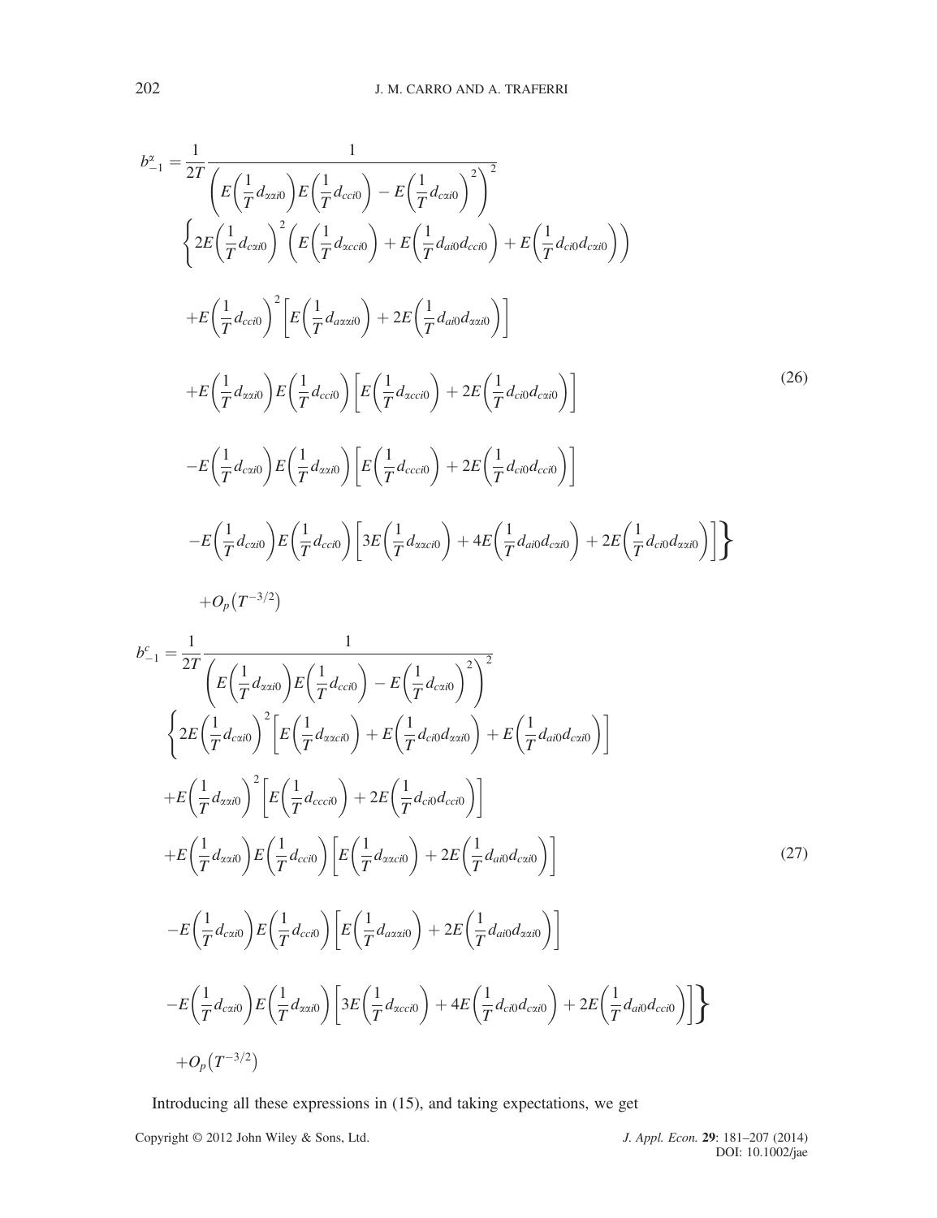$$
\begin{aligned}
b_{-1}^{\alpha} = & \frac{1}{2T} \frac{1}{\left( E\left(\frac{1}{T} d_{\alpha\alpha i0}\right) E\left(\frac{1}{T} d_{cci0}\right) - E\left(\frac{1}{T} d_{c\alpha i0}\right)^2 \right)^2} \\
& \left\{ 2E\left(\frac{1}{T} d_{c\alpha i0}\right)^2 \left( E\left(\frac{1}{T} d_{\alpha cci0}\right) + E\left(\frac{1}{T} d_{ai0} d_{cci0}\right) + E\left(\frac{1}{T} d_{ci0} d_{c\alpha i0}\right) \right) \right. \\
& + E\left(\frac{1}{T} d_{cci0}\right)^2 \left[ E\left(\frac{1}{T} d_{a\alpha\alpha i0}\right) + 2E\left(\frac{1}{T} d_{ai0} d_{\alpha\alpha i0}\right) \right] \\
& + E\left(\frac{1}{T} d_{\alpha\alpha i0}\right) E\left(\frac{1}{T} d_{cci0}\right) \left[ E\left(\frac{1}{T} d_{\alpha cci0}\right) + 2E\left(\frac{1}{T} d_{ci0} d_{c\alpha i0}\right) \right] \\
& - E\left(\frac{1}{T} d_{c\alpha i0}\right) E\left(\frac{1}{T} d_{\alpha\alpha i0}\right) \left[ E\left(\frac{1}{T} d_{ccci0}\right) + 2E\left(\frac{1}{T} d_{ci0} d_{cci0}\right) \right] \\
& \left. - E\left(\frac{1}{T} d_{c\alpha i0}\right) E\left(\frac{1}{T} d_{cci0}\right) \left[ 3E\left(\frac{1}{T} d_{\alpha\alpha ci0}\right) + 4E\left(\frac{1}{T} d_{ai0} d_{c\alpha i0}\right) + 2E\left(\frac{1}{T} d_{ci0} d_{\alpha\alpha i0}\right) \right] \right\} \\
& + O_p\left(T^{-3/2}\right)
\end{aligned} \tag{26}
$$

$$
\begin{aligned}
b_{-1}^{c} = & \frac{1}{2T} \frac{1}{\left( E\left(\frac{1}{T} d_{\alpha\alpha i0}\right) E\left(\frac{1}{T} d_{cci0}\right) - E\left(\frac{1}{T} d_{c\alpha i0}\right)^2 \right)^2} \\
& \left\{ 2E\left(\frac{1}{T} d_{c\alpha i0}\right)^2 \left[ E\left(\frac{1}{T} d_{\alpha\alpha ci0}\right) + E\left(\frac{1}{T} d_{ci0} d_{\alpha\alpha i0}\right) + E\left(\frac{1}{T} d_{ai0} d_{c\alpha i0}\right) \right] \right. \\
& + E\left(\frac{1}{T} d_{\alpha\alpha i0}\right)^2 \left[ E\left(\frac{1}{T} d_{ccci0}\right) + 2E\left(\frac{1}{T} d_{ci0} d_{cci0}\right) \right] \\
& + E\left(\frac{1}{T} d_{\alpha\alpha i0}\right) E\left(\frac{1}{T} d_{cci0}\right) \left[ E\left(\frac{1}{T} d_{\alpha\alpha ci0}\right) + 2E\left(\frac{1}{T} d_{ai0} d_{c\alpha i0}\right) \right] \\
& - E\left(\frac{1}{T} d_{c\alpha i0}\right) E\left(\frac{1}{T} d_{cci0}\right) \left[ E\left(\frac{1}{T} d_{a\alpha\alpha i0}\right) + 2E\left(\frac{1}{T} d_{ai0} d_{\alpha\alpha i0}\right) \right] \\
& \left. - E\left(\frac{1}{T} d_{c\alpha i0}\right) E\left(\frac{1}{T} d_{\alpha\alpha i0}\right) \left[ 3E\left(\frac{1}{T} d_{\alpha cci0}\right) + 4E\left(\frac{1}{T} d_{ci0} d_{c\alpha i0}\right) + 2E\left(\frac{1}{T} d_{ai0} d_{cci0}\right) \right] \right\} \\
& + O_p\left(T^{-3/2}\right)
\end{aligned} \tag{27}
$$

Introducing all these expressions in (15), and taking expectations, we get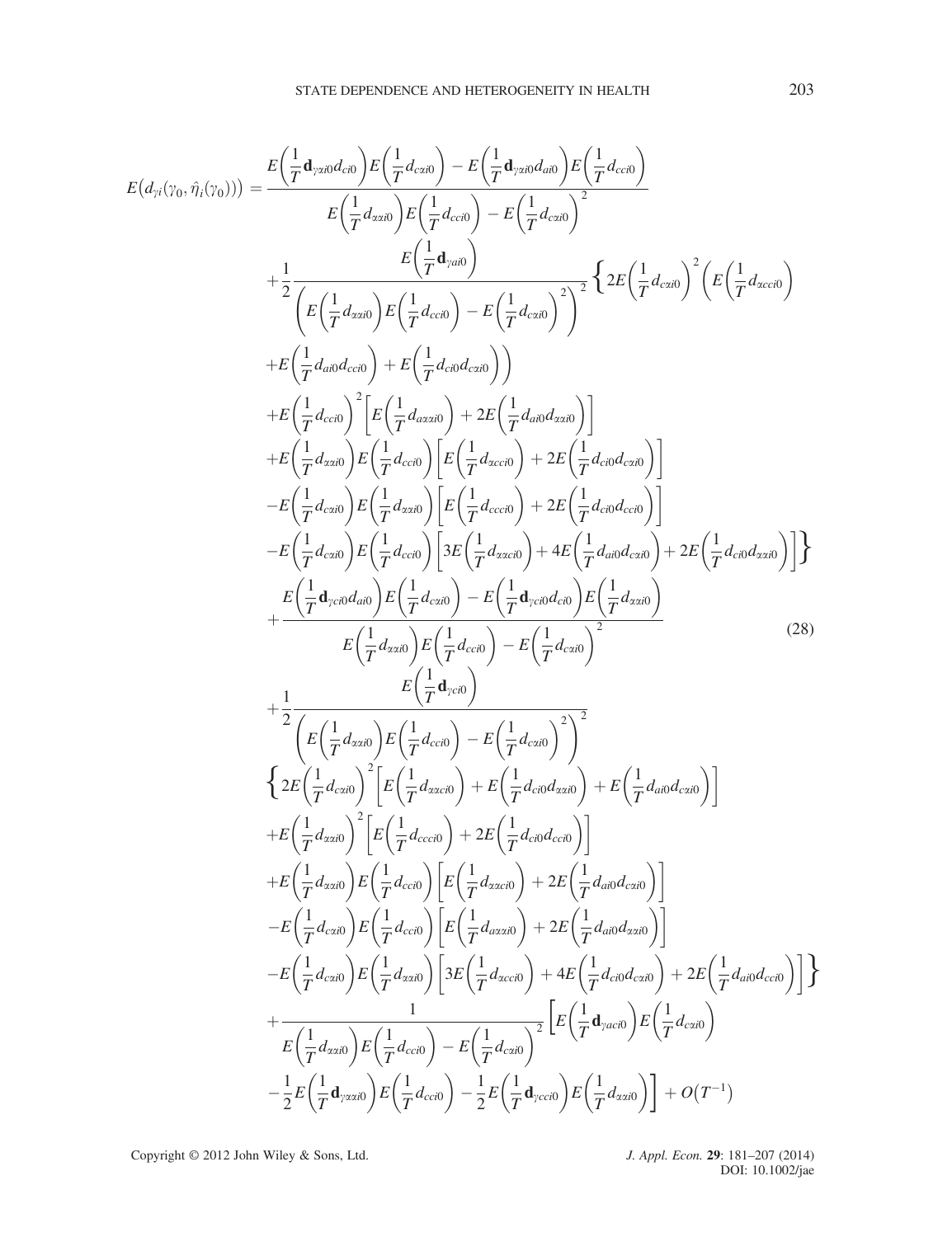$$
\begin{aligned}
E\left(d_{\gamma i}(\gamma_0,\hat{\eta}_i(\gamma_0))\right) = & \frac{E\left(\frac{1}{T}\mathbf{d}_{\gamma\alpha i0}d_{ci0}\right)E\left(\frac{1}{T}d_{c\alpha i0}\right)-E\left(\frac{1}{T}\mathbf{d}_{\gamma\alpha i0}d_{ai0}\right)E\left(\frac{1}{T}d_{cci0}\right)}{E\left(\frac{1}{T}d_{\alpha\alpha i0}\right)E\left(\frac{1}{T}d_{cci0}\right)-E\left(\frac{1}{T}d_{c\alpha i0}\right)^2} \\
& +\frac{1}{2}\frac{E\left(\frac{1}{T}\mathbf{d}_{\gamma ai0}\right)}{\left(E\left(\frac{1}{T}d_{\alpha\alpha i0}\right)E\left(\frac{1}{T}d_{cci0}\right)-E\left(\frac{1}{T}d_{c\alpha i0}\right)^2\right)^2}\left\{2E\left(\frac{1}{T}d_{c\alpha i0}\right)^2\left(E\left(\frac{1}{T}d_{\alpha cci0}\right)\right.\right. \\
& \left.+E\left(\frac{1}{T}d_{ai0}d_{cci0}\right)+E\left(\frac{1}{T}d_{ci0}d_{c\alpha i0}\right)\right) \\
& +E\left(\frac{1}{T}d_{cci0}\right)^2\left[E\left(\frac{1}{T}d_{a\alpha\alpha i0}\right)+2E\left(\frac{1}{T}d_{ai0}d_{\alpha\alpha i0}\right)\right] \\
& +E\left(\frac{1}{T}d_{\alpha\alpha i0}\right)E\left(\frac{1}{T}d_{cci0}\right)\left[E\left(\frac{1}{T}d_{\alpha cci0}\right)+2E\left(\frac{1}{T}d_{ci0}d_{c\alpha i0}\right)\right] \\
& -E\left(\frac{1}{T}d_{c\alpha i0}\right)E\left(\frac{1}{T}d_{\alpha\alpha i0}\right)\left[E\left(\frac{1}{T}d_{ccci0}\right)+2E\left(\frac{1}{T}d_{ci0}d_{cci0}\right)\right] \\
& \left.-E\left(\frac{1}{T}d_{c\alpha i0}\right)E\left(\frac{1}{T}d_{cci0}\right)\left[3E\left(\frac{1}{T}d_{\alpha\alpha ci0}\right)+4E\left(\frac{1}{T}d_{ai0}d_{c\alpha i0}\right)+2E\left(\frac{1}{T}d_{ci0}d_{\alpha\alpha i0}\right)\right]\right\} \\
& +\frac{E\left(\frac{1}{T}\mathbf{d}_{\gamma ci0}d_{ai0}\right)E\left(\frac{1}{T}d_{c\alpha i0}\right)-E\left(\frac{1}{T}\mathbf{d}_{\gamma ci0}d_{ci0}\right)E\left(\frac{1}{T}d_{\alpha\alpha i0}\right)}{E\left(\frac{1}{T}d_{\alpha\alpha i0}\right)E\left(\frac{1}{T}d_{cci0}\right)-E\left(\frac{1}{T}d_{c\alpha i0}\right)^2} \\
& +\frac{1}{2}\frac{E\left(\frac{1}{T}\mathbf{d}_{\gamma ci0}\right)}{\left(E\left(\frac{1}{T}d_{\alpha\alpha i0}\right)E\left(\frac{1}{T}d_{cci0}\right)-E\left(\frac{1}{T}d_{c\alpha i0}\right)^2\right)^2} \\
& \left\{2E\left(\frac{1}{T}d_{c\alpha i0}\right)^2\left[E\left(\frac{1}{T}d_{\alpha\alpha ci0}\right)+E\left(\frac{1}{T}d_{ci0}d_{\alpha\alpha i0}\right)+E\left(\frac{1}{T}d_{ai0}d_{c\alpha i0}\right)\right]\right. \\
& +E\left(\frac{1}{T}d_{\alpha\alpha i0}\right)^2\left[E\left(\frac{1}{T}d_{ccci0}\right)+2E\left(\frac{1}{T}d_{ci0}d_{cci0}\right)\right] \\
& +E\left(\frac{1}{T}d_{\alpha\alpha i0}\right)E\left(\frac{1}{T}d_{cci0}\right)\left[E\left(\frac{1}{T}d_{\alpha\alpha ci0}\right)+2E\left(\frac{1}{T}d_{ai0}d_{c\alpha i0}\right)\right] \\
& -E\left(\frac{1}{T}d_{c\alpha i0}\right)E\left(\frac{1}{T}d_{cci0}\right)\left[E\left(\frac{1}{T}d_{a\alpha\alpha i0}\right)+2E\left(\frac{1}{T}d_{ai0}d_{\alpha\alpha i0}\right)\right] \\
& \left.-E\left(\frac{1}{T}d_{c\alpha i0}\right)E\left(\frac{1}{T}d_{\alpha\alpha i0}\right)\left[3E\left(\frac{1}{T}d_{\alpha cci0}\right)+4E\left(\frac{1}{T}d_{ci0}d_{c\alpha i0}\right)+2E\left(\frac{1}{T}d_{ai0}d_{cci0}\right)\right]\right\} \\
& +\frac{1}{E\left(\frac{1}{T}d_{\alpha\alpha i0}\right)E\left(\frac{1}{T}d_{cci0}\right)-E\left(\frac{1}{T}d_{c\alpha i0}\right)^2}\left[E\left(\frac{1}{T}\mathbf{d}_{\gamma aci0}\right)E\left(\frac{1}{T}d_{c\alpha i0}\right)\right. \\
& \left.-\frac{1}{2}E\left(\frac{1}{T}\mathbf{d}_{\gamma\alpha\alpha i0}\right)E\left(\frac{1}{T}d_{cci0}\right)-\frac{1}{2}E\left(\frac{1}{T}\mathbf{d}_{\gamma cci0}\right)E\left(\frac{1}{T}d_{\alpha\alpha i0}\right)\right]+O\left(T^{-1}\right)
\end{aligned}
\tag{28}
$$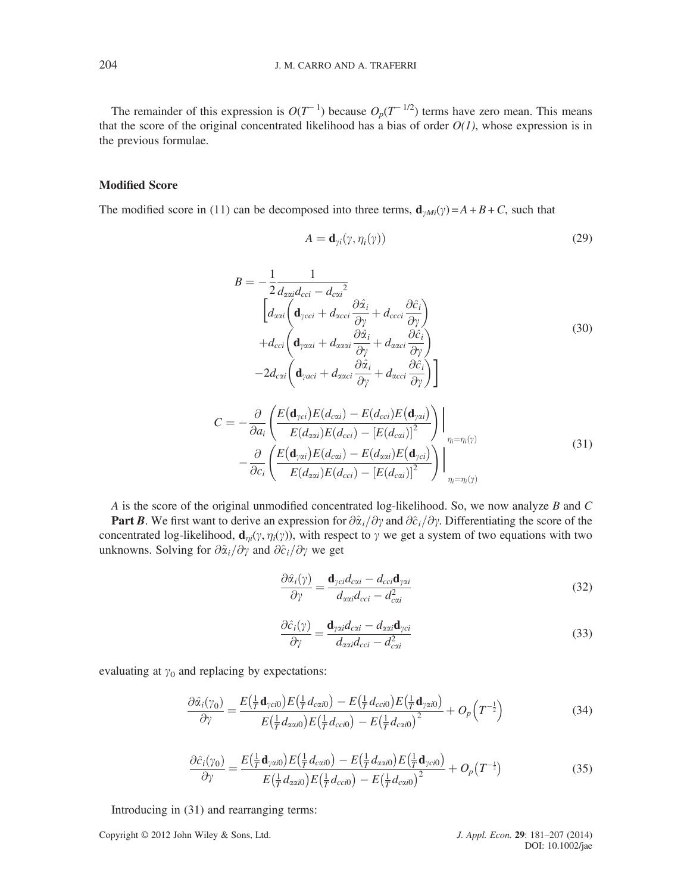The remainder of this expression is $O(T^{-1})$ because $O_p(T^{-1/2})$ terms have zero mean. This means that the score of the original concentrated likelihood has a bias of order $O(1)$, whose expression is in the previous formulae.

### Modified Score

The modified score in (11) can be decomposed into three terms, $\mathbf{d}_{\gamma Mi}(\gamma) = A + B + C$, such that

$$A = \mathbf{d}_{\gamma i}(\gamma, \eta_i(\gamma)) \tag{29}$$

$$\begin{aligned} B = -\frac{1}{2}\frac{1}{d_{\alpha\alpha i}d_{cci} - {d_{c\alpha i}}^2} & \\ \Bigg[ & d_{\alpha\alpha i}\left(\mathbf{d}_{\gamma cci} + d_{\alpha cci}\frac{\partial \hat{\alpha}_i}{\partial \gamma} + d_{ccci}\frac{\partial \hat{c}_i}{\partial \gamma}\right) \\ & + d_{cci}\left(\mathbf{d}_{\gamma\alpha\alpha i} + d_{\alpha\alpha\alpha i}\frac{\partial \hat{\alpha}_i}{\partial \gamma} + d_{\alpha\alpha ci}\frac{\partial \hat{c}_i}{\partial \gamma}\right) \\ & - 2d_{c\alpha i}\left(\mathbf{d}_{\gamma aci} + d_{\alpha\alpha ci}\frac{\partial \hat{\alpha}_i}{\partial \gamma} + d_{\alpha cci}\frac{\partial \hat{c}_i}{\partial \gamma}\right)\Bigg] \end{aligned} \tag{30}$$

$$\begin{aligned} C = & -\frac{\partial}{\partial a_i}\left(\frac{E\left(\mathbf{d}_{\gamma ci}\right)E(d_{c\alpha i}) - E(d_{cci})E\left(\mathbf{d}_{\gamma\alpha i}\right)}{E(d_{\alpha\alpha i})E(d_{cci}) - [E(d_{c\alpha i})]^2}\right)\Bigg|_{\eta_i = \eta_i(\gamma)} \\ & - \frac{\partial}{\partial c_i}\left(\frac{E\left(\mathbf{d}_{\gamma\alpha i}\right)E(d_{c\alpha i}) - E(d_{\alpha\alpha i})E\left(\mathbf{d}_{\gamma ci}\right)}{E(d_{\alpha\alpha i})E(d_{cci}) - [E(d_{c\alpha i})]^2}\right)\Bigg|_{\eta_i = \eta_i(\gamma)} \end{aligned} \tag{31}$$

$A$ is the score of the original unmodified concentrated log-likelihood. So, we now analyze $B$ and $C$

**Part *B*.** We first want to derive an expression for $\partial\hat{\alpha}_i/\partial\gamma$ and $\partial\hat{c}_i/\partial\gamma$. Differentiating the score of the concentrated log-likelihood, $\mathbf{d}_{\eta i}(\gamma, \eta_i(\gamma))$, with respect to $\gamma$ we get a system of two equations with two unknowns. Solving for $\partial\hat{\alpha}_i/\partial\gamma$ and $\partial\hat{c}_i/\partial\gamma$ we get

$$\frac{\partial \hat{\alpha}_i(\gamma)}{\partial \gamma} = \frac{\mathbf{d}_{\gamma ci}d_{c\alpha i} - d_{cci}\mathbf{d}_{\gamma\alpha i}}{d_{\alpha\alpha i}d_{cci} - d_{c\alpha i}^2} \tag{32}$$

$$\frac{\partial \hat{c}_i(\gamma)}{\partial \gamma} = \frac{\mathbf{d}_{\gamma\alpha i}d_{c\alpha i} - d_{\alpha\alpha i}\mathbf{d}_{\gamma ci}}{d_{\alpha\alpha i}d_{cci} - d_{c\alpha i}^2} \tag{33}$$

evaluating at $\gamma_0$ and replacing by expectations:

$$\frac{\partial \hat{\alpha}_i(\gamma_0)}{\partial \gamma} = \frac{E\left(\frac{1}{T}\mathbf{d}_{\gamma ci0}\right)E\left(\frac{1}{T}d_{c\alpha i0}\right) - E\left(\frac{1}{T}d_{cci0}\right)E\left(\frac{1}{T}\mathbf{d}_{\gamma\alpha i0}\right)}{E\left(\frac{1}{T}d_{\alpha\alpha i0}\right)E\left(\frac{1}{T}d_{cci0}\right) - E\left(\frac{1}{T}d_{c\alpha i0}\right)^2} + O_p\left(T^{-\frac{1}{2}}\right) \tag{34}$$

$$\frac{\partial \hat{c}_i(\gamma_0)}{\partial \gamma} = \frac{E\left(\frac{1}{T}\mathbf{d}_{\gamma\alpha i0}\right)E\left(\frac{1}{T}d_{c\alpha i0}\right) - E\left(\frac{1}{T}d_{\alpha\alpha i0}\right)E\left(\frac{1}{T}\mathbf{d}_{\gamma ci0}\right)}{E\left(\frac{1}{T}d_{\alpha\alpha i0}\right)E\left(\frac{1}{T}d_{cci0}\right) - E\left(\frac{1}{T}d_{c\alpha i0}\right)^2} + O_p\left(T^{-\frac{1}{2}}\right) \tag{35}$$

Introducing in (31) and rearranging terms: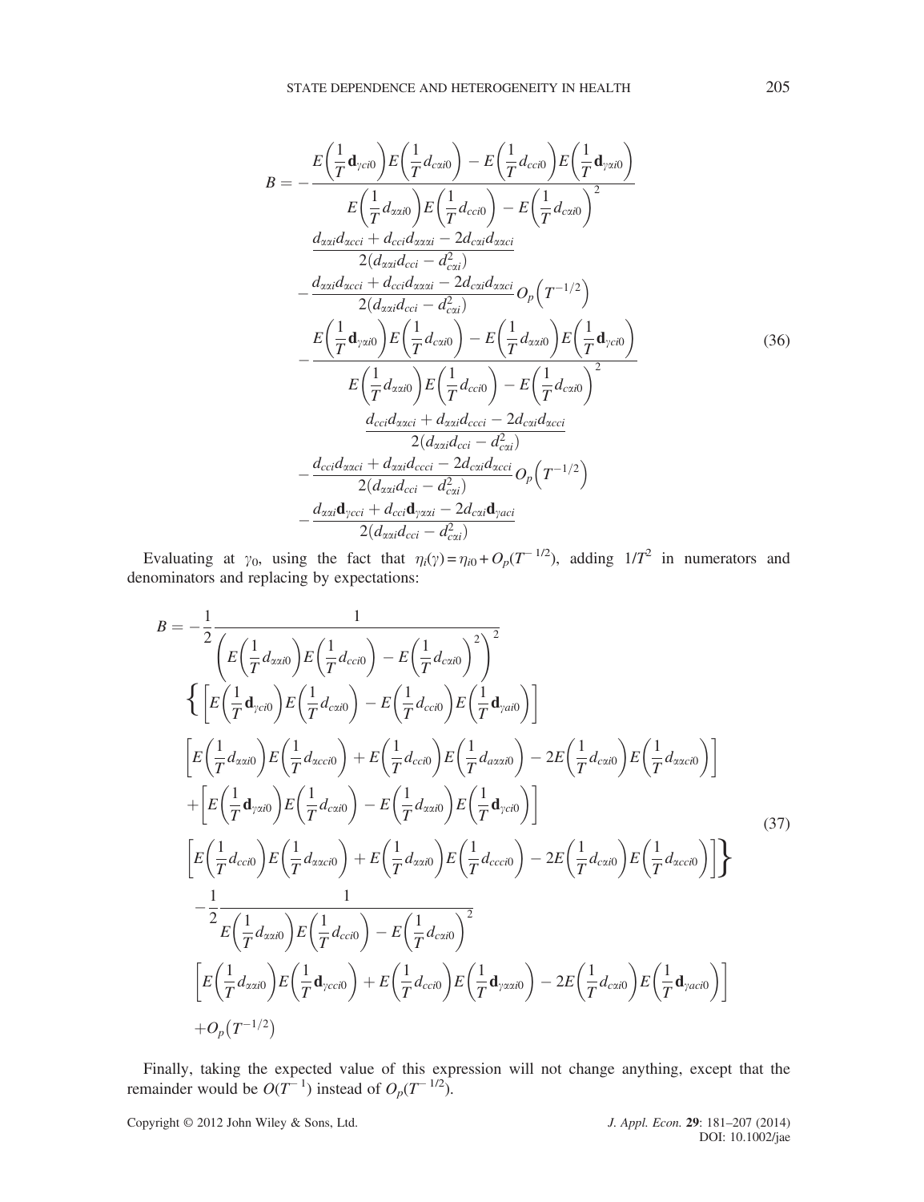$$
\begin{aligned}
B = & -\frac{E\left(\frac{1}{T}\mathbf{d}_{\gamma ci0}\right)E\left(\frac{1}{T}d_{c\alpha i0}\right) - E\left(\frac{1}{T}d_{cci0}\right)E\left(\frac{1}{T}\mathbf{d}_{\gamma\alpha i0}\right)}{E\left(\frac{1}{T}d_{\alpha\alpha i0}\right)E\left(\frac{1}{T}d_{cci0}\right) - E\left(\frac{1}{T}d_{c\alpha i0}\right)^2} \\
& \frac{d_{\alpha\alpha i}d_{\alpha cci} + d_{cci}d_{\alpha\alpha\alpha i} - 2d_{c\alpha i}d_{\alpha\alpha ci}}{2(d_{\alpha\alpha i}d_{cci} - d_{c\alpha i}^2)} \\
& -\frac{d_{\alpha\alpha i}d_{\alpha cci} + d_{cci}d_{\alpha\alpha\alpha i} - 2d_{c\alpha i}d_{\alpha\alpha ci}}{2(d_{\alpha\alpha i}d_{cci} - d_{c\alpha i}^2)} O_p\left(T^{-1/2}\right) \\
& -\frac{E\left(\frac{1}{T}\mathbf{d}_{\gamma\alpha i0}\right)E\left(\frac{1}{T}d_{c\alpha i0}\right) - E\left(\frac{1}{T}d_{\alpha\alpha i0}\right)E\left(\frac{1}{T}\mathbf{d}_{\gamma ci0}\right)}{E\left(\frac{1}{T}d_{\alpha\alpha i0}\right)E\left(\frac{1}{T}d_{cci0}\right) - E\left(\frac{1}{T}d_{c\alpha i0}\right)^2} \\
& \frac{d_{cci}d_{\alpha\alpha ci} + d_{\alpha\alpha i}d_{ccci} - 2d_{c\alpha i}d_{\alpha cci}}{2(d_{\alpha\alpha i}d_{cci} - d_{c\alpha i}^2)} \\
& -\frac{d_{cci}d_{\alpha\alpha ci} + d_{\alpha\alpha i}d_{ccci} - 2d_{c\alpha i}d_{\alpha cci}}{2(d_{\alpha\alpha i}d_{cci} - d_{c\alpha i}^2)} O_p\left(T^{-1/2}\right) \\
& -\frac{d_{\alpha\alpha i}\mathbf{d}_{\gamma cci} + d_{cci}\mathbf{d}_{\gamma\alpha\alpha i} - 2d_{c\alpha i}\mathbf{d}_{\gamma aci}}{2(d_{\alpha\alpha i}d_{cci} - d_{c\alpha i}^2)}
\end{aligned}
\tag{36}
$$

Evaluating at $\gamma_0$, using the fact that $\eta_i(\gamma) = \eta_{i0} + O_p(T^{-1/2})$, adding $1/T^2$ in numerators and denominators and replacing by expectations:

$$
\begin{aligned}
B = & -\frac{1}{2}\frac{1}{\left(E\left(\frac{1}{T}d_{\alpha\alpha i0}\right)E\left(\frac{1}{T}d_{cci0}\right) - E\left(\frac{1}{T}d_{c\alpha i0}\right)^2\right)^2} \\
& \Bigg\{ \left[E\left(\frac{1}{T}\mathbf{d}_{\gamma ci0}\right)E\left(\frac{1}{T}d_{c\alpha i0}\right) - E\left(\frac{1}{T}d_{cci0}\right)E\left(\frac{1}{T}\mathbf{d}_{\gamma ai0}\right)\right] \\
& \left[E\left(\frac{1}{T}d_{\alpha\alpha i0}\right)E\left(\frac{1}{T}d_{\alpha cci0}\right) + E\left(\frac{1}{T}d_{cci0}\right)E\left(\frac{1}{T}d_{a\alpha\alpha i0}\right) - 2E\left(\frac{1}{T}d_{c\alpha i0}\right)E\left(\frac{1}{T}d_{\alpha\alpha ci0}\right)\right] \\
& + \left[E\left(\frac{1}{T}\mathbf{d}_{\gamma\alpha i0}\right)E\left(\frac{1}{T}d_{c\alpha i0}\right) - E\left(\frac{1}{T}d_{\alpha\alpha i0}\right)E\left(\frac{1}{T}\mathbf{d}_{\gamma ci0}\right)\right] \\
& \left[E\left(\frac{1}{T}d_{cci0}\right)E\left(\frac{1}{T}d_{\alpha\alpha ci0}\right) + E\left(\frac{1}{T}d_{\alpha\alpha i0}\right)E\left(\frac{1}{T}d_{ccci0}\right) - 2E\left(\frac{1}{T}d_{c\alpha i0}\right)E\left(\frac{1}{T}d_{\alpha cci0}\right)\right]\Bigg\} \\
& -\frac{1}{2}\frac{1}{E\left(\frac{1}{T}d_{\alpha\alpha i0}\right)E\left(\frac{1}{T}d_{cci0}\right) - E\left(\frac{1}{T}d_{c\alpha i0}\right)^2} \\
& \left[E\left(\frac{1}{T}d_{\alpha\alpha i0}\right)E\left(\frac{1}{T}\mathbf{d}_{\gamma cci0}\right) + E\left(\frac{1}{T}d_{cci0}\right)E\left(\frac{1}{T}\mathbf{d}_{\gamma\alpha\alpha i0}\right) - 2E\left(\frac{1}{T}d_{c\alpha i0}\right)E\left(\frac{1}{T}\mathbf{d}_{\gamma aci0}\right)\right] \\
& + O_p\left(T^{-1/2}\right)
\end{aligned}
\tag{37}
$$

Finally, taking the expected value of this expression will not change anything, except that the remainder would be $O(T^{-1})$ instead of $O_p(T^{-1/2})$.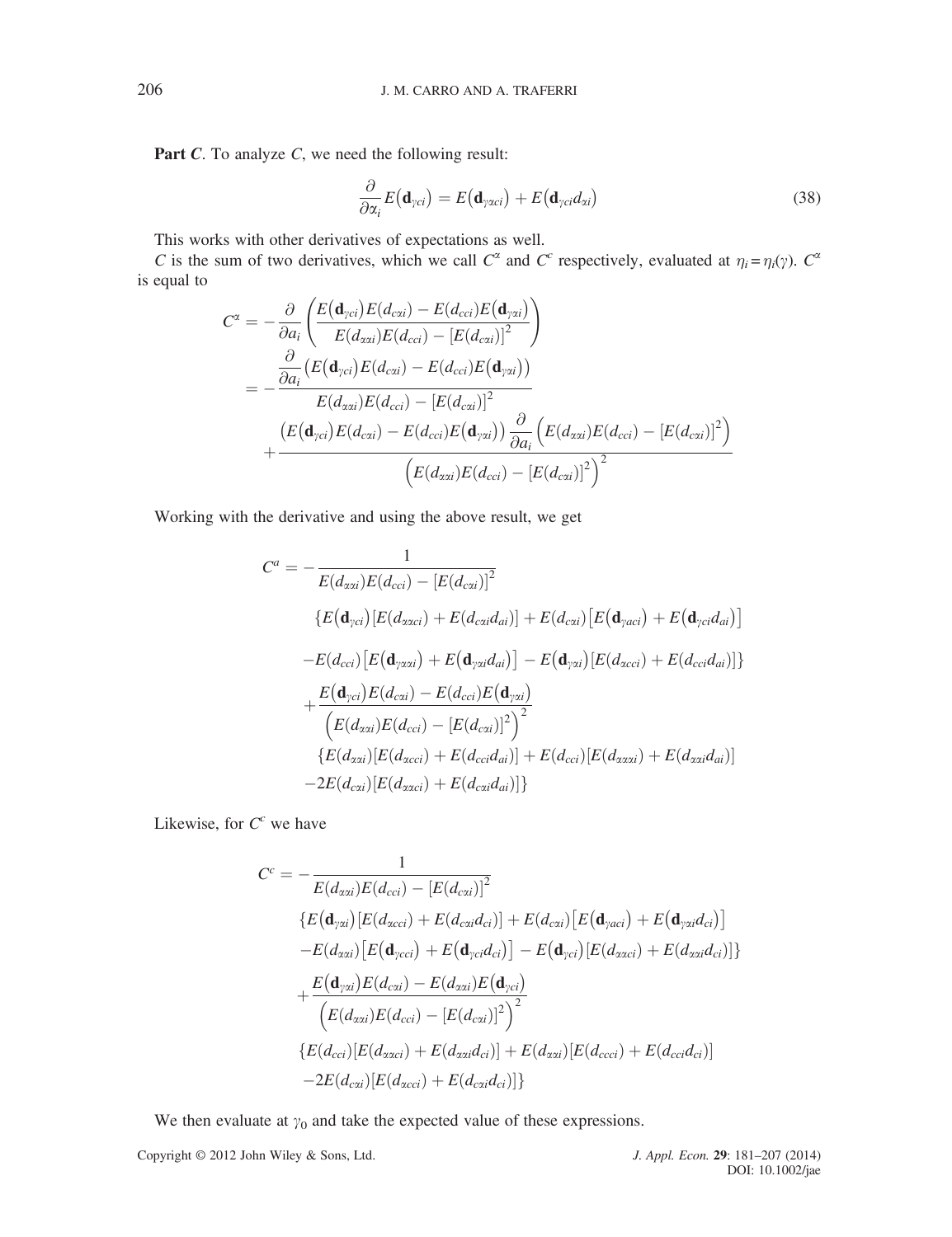**Part *C*.** To analyze *C*, we need the following result:

$$\frac{\partial}{\partial \alpha_i} E\left(\mathbf{d}_{\gamma ci}\right) = E\left(\mathbf{d}_{\gamma \alpha ci}\right) + E\left(\mathbf{d}_{\gamma ci} d_{\alpha i}\right) \tag{38}$$

This works with other derivatives of expectations as well.

$C$ is the sum of two derivatives, which we call $C^{\alpha}$ and $C^{c}$ respectively, evaluated at $\eta_i = \eta_i(\gamma)$. $C^{\alpha}$ is equal to

$$\begin{aligned}
C^{\alpha} &= -\frac{\partial}{\partial a_i}\left(\frac{E\left(\mathbf{d}_{\gamma ci}\right)E(d_{c\alpha i}) - E(d_{cci})E\left(\mathbf{d}_{\gamma \alpha i}\right)}{E(d_{\alpha\alpha i})E(d_{cci}) - [E(d_{c\alpha i})]^2}\right) \\
&= -\frac{\frac{\partial}{\partial a_i}\left(E\left(\mathbf{d}_{\gamma ci}\right)E(d_{c\alpha i}) - E(d_{cci})E\left(\mathbf{d}_{\gamma \alpha i}\right)\right)}{E(d_{\alpha\alpha i})E(d_{cci}) - [E(d_{c\alpha i})]^2} \\
&\quad + \frac{\left(E\left(\mathbf{d}_{\gamma ci}\right)E(d_{c\alpha i}) - E(d_{cci})E\left(\mathbf{d}_{\gamma \alpha i}\right)\right)\frac{\partial}{\partial a_i}\left(E(d_{\alpha\alpha i})E(d_{cci}) - [E(d_{c\alpha i})]^2\right)}{\left(E(d_{\alpha\alpha i})E(d_{cci}) - [E(d_{c\alpha i})]^2\right)^2}
\end{aligned}$$

Working with the derivative and using the above result, we get

$$\begin{aligned}
C^{a} = &-\frac{1}{E(d_{\alpha\alpha i})E(d_{cci}) - [E(d_{c\alpha i})]^2} \\
&\left\{E\left(\mathbf{d}_{\gamma ci}\right)[E(d_{\alpha\alpha ci}) + E(d_{c\alpha i}d_{ai})] + E(d_{c\alpha i})\left[E\left(\mathbf{d}_{\gamma aci}\right) + E\left(\mathbf{d}_{\gamma ci}d_{ai}\right)\right]\right. \\
&\left.-E(d_{cci})\left[E\left(\mathbf{d}_{\gamma\alpha\alpha i}\right) + E\left(\mathbf{d}_{\gamma\alpha i}d_{ai}\right)\right] - E\left(\mathbf{d}_{\gamma\alpha i}\right)[E(d_{\alpha cci}) + E(d_{cci}d_{ai})]\right\} \\
&+\frac{E\left(\mathbf{d}_{\gamma ci}\right)E(d_{c\alpha i}) - E(d_{cci})E\left(\mathbf{d}_{\gamma\alpha i}\right)}{\left(E(d_{\alpha\alpha i})E(d_{cci}) - [E(d_{c\alpha i})]^2\right)^2} \\
&\left\{E(d_{\alpha\alpha i})[E(d_{\alpha cci}) + E(d_{cci}d_{ai})] + E(d_{cci})[E(d_{\alpha\alpha\alpha i}) + E(d_{\alpha\alpha i}d_{ai})]\right. \\
&\left.-2E(d_{c\alpha i})[E(d_{\alpha\alpha ci}) + E(d_{c\alpha i}d_{ai})]\right\}
\end{aligned}$$

Likewise, for $C^{c}$ we have

$$\begin{aligned}
C^{c} = &-\frac{1}{E(d_{\alpha\alpha i})E(d_{cci}) - [E(d_{c\alpha i})]^2} \\
&\left\{E\left(\mathbf{d}_{\gamma\alpha i}\right)[E(d_{\alpha cci}) + E(d_{c\alpha i}d_{ci})] + E(d_{c\alpha i})\left[E\left(\mathbf{d}_{\gamma aci}\right) + E\left(\mathbf{d}_{\gamma\alpha i}d_{ci}\right)\right]\right. \\
&\left.-E(d_{\alpha\alpha i})\left[E\left(\mathbf{d}_{\gamma cci}\right) + E\left(\mathbf{d}_{\gamma ci}d_{ci}\right)\right] - E\left(\mathbf{d}_{\gamma ci}\right)[E(d_{\alpha\alpha ci}) + E(d_{\alpha\alpha i}d_{ci})]\right\} \\
&+\frac{E\left(\mathbf{d}_{\gamma\alpha i}\right)E(d_{c\alpha i}) - E(d_{\alpha\alpha i})E\left(\mathbf{d}_{\gamma ci}\right)}{\left(E(d_{\alpha\alpha i})E(d_{cci}) - [E(d_{c\alpha i})]^2\right)^2} \\
&\left\{E(d_{cci})[E(d_{\alpha\alpha ci}) + E(d_{\alpha\alpha i}d_{ci})] + E(d_{\alpha\alpha i})[E(d_{ccci}) + E(d_{cci}d_{ci})]\right. \\
&\left.-2E(d_{c\alpha i})[E(d_{\alpha cci}) + E(d_{c\alpha i}d_{ci})]\right\}
\end{aligned}$$

We then evaluate at $\gamma_0$ and take the expected value of these expressions.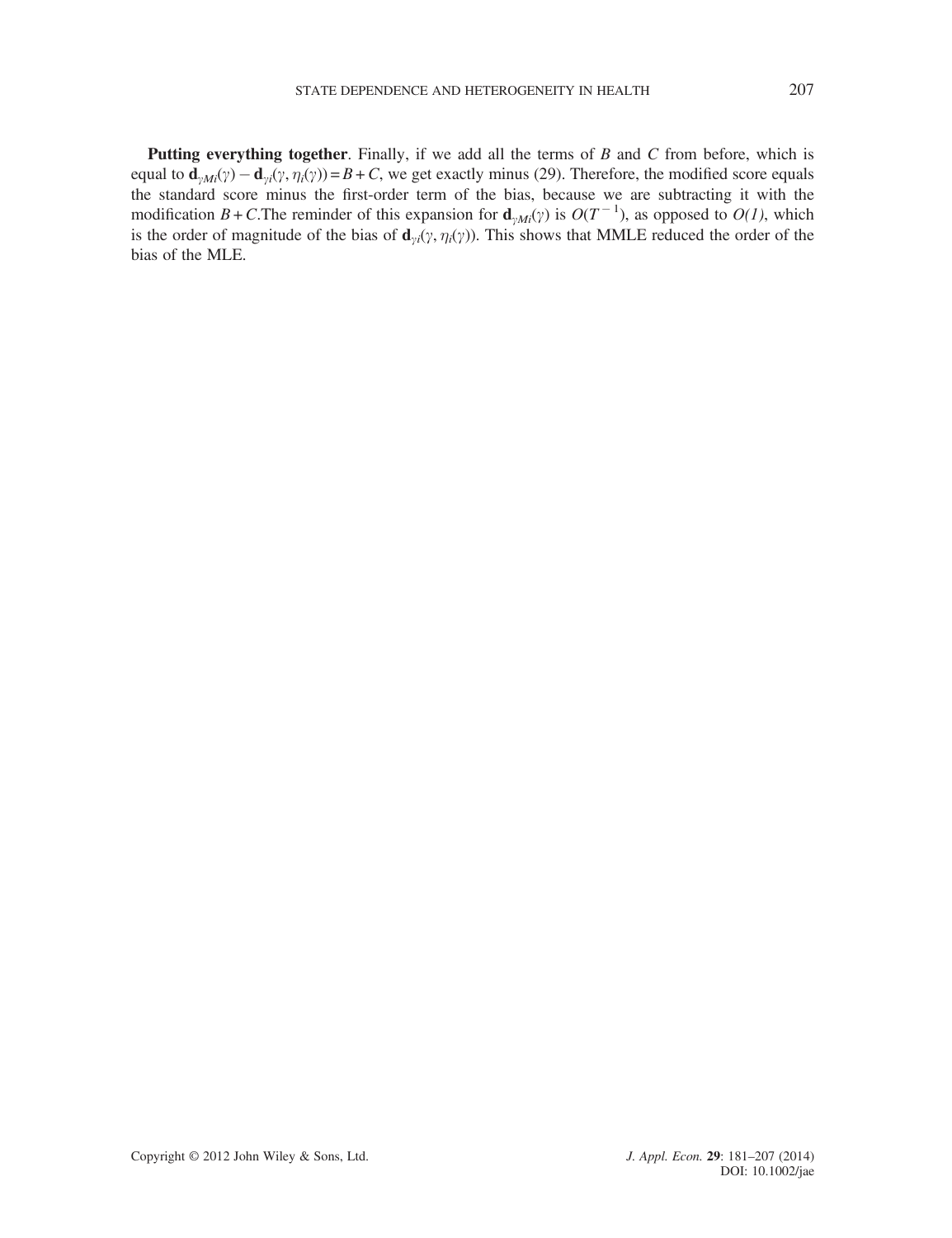**Putting everything together**. Finally, if we add all the terms of $B$ and $C$ from before, which is equal to $\mathbf{d}_{\gamma Mi}(\gamma) - \mathbf{d}_{\gamma i}(\gamma, \eta_i(\gamma)) = B + C$, we get exactly minus (29). Therefore, the modified score equals the standard score minus the first-order term of the bias, because we are subtracting it with the modification $B + C$.The reminder of this expansion for $\mathbf{d}_{\gamma Mi}(\gamma)$ is $O(T^{-1})$, as opposed to $O(1)$, which is the order of magnitude of the bias of $\mathbf{d}_{\gamma i}(\gamma, \eta_i(\gamma))$. This shows that MMLE reduced the order of the bias of the MLE.